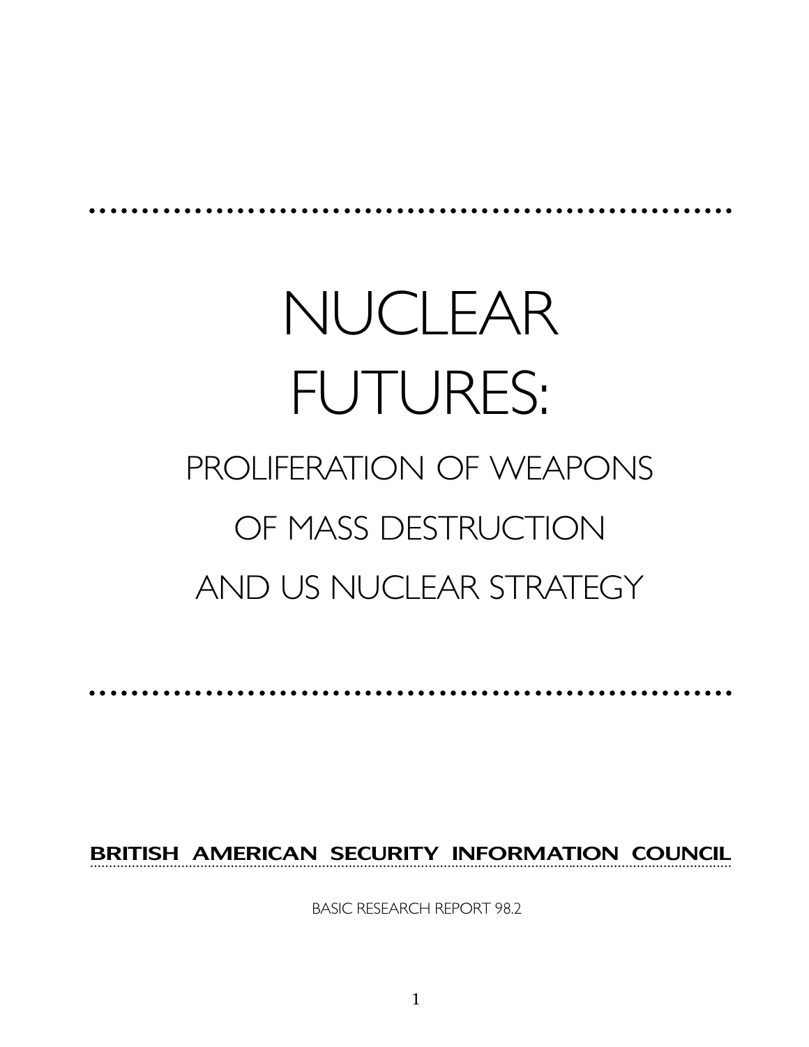# NUCLEAR FUTURES:

## PROLIFERATION OF WEAPONS OF MASS DESTRUCTION AND US NUCLEAR STRATEGY

**BRITISH AMERICAN SECURITY INFORMATION COUNCIL**

BASIC RESEARCH REPORT 98.2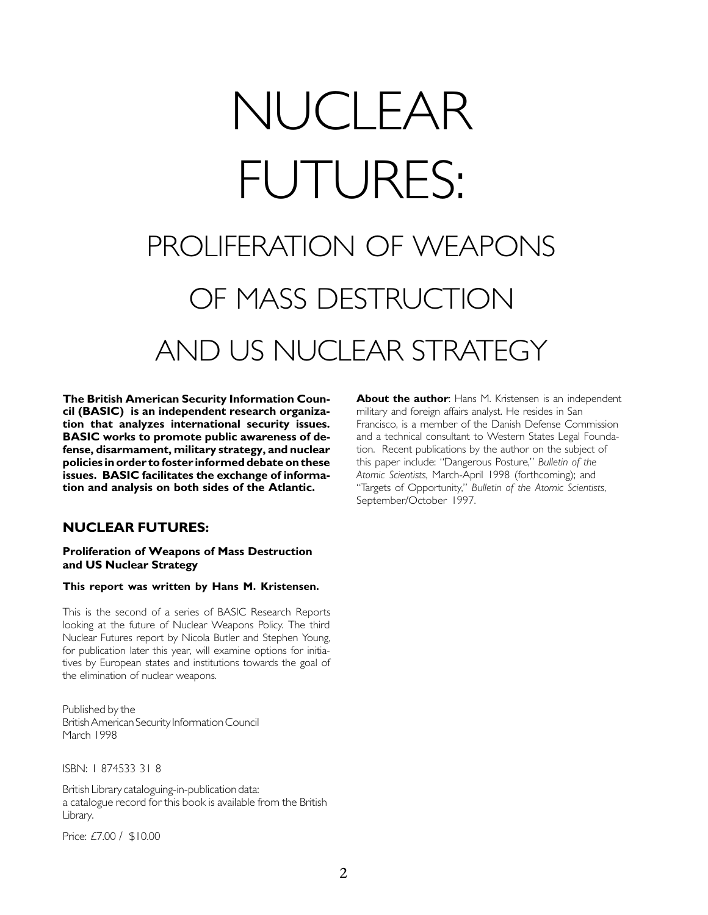# NUCLEAR FUTURES:

## PROLIFERATION OF WEAPONS OF MASS DESTRUCTION AND US NUCLEAR STRATEGY

**The British American Security Information Council (BASIC) is an independent research organization that analyzes international security issues. BASIC works to promote public awareness of defense, disarmament, military strategy, and nuclear policies in order to foster informed debate on these issues. BASIC facilitates the exchange of information and analysis on both sides of the Atlantic.**

### NUCLEAR FUTURES:

**Proliferation of Weapons of Mass Destruction and US Nuclear Strategy**

**This report was written by Hans M. Kristensen.**

This is the second of a series of BASIC Research Reports looking at the future of Nuclear Weapons Policy. The third Nuclear Futures report by Nicola Butler and Stephen Young, for publication later this year, will examine options for initiatives by European states and institutions towards the goal of the elimination of nuclear weapons.

Published by the
British American Security Information Council
March 1998

ISBN: 1 874533 31 8

British Library cataloguing-in-publication data:
a catalogue record for this book is available from the British Library.

Price: £7.00 / $10.00

**About the author**: Hans M. Kristensen is an independent military and foreign affairs analyst. He resides in San Francisco, is a member of the Danish Defense Commission and a technical consultant to Western States Legal Foundation. Recent publications by the author on the subject of this paper include: "Dangerous Posture," *Bulletin of the Atomic Scientists*, March-April 1998 (forthcoming); and "Targets of Opportunity," *Bulletin of the Atomic Scientists*, September/October 1997.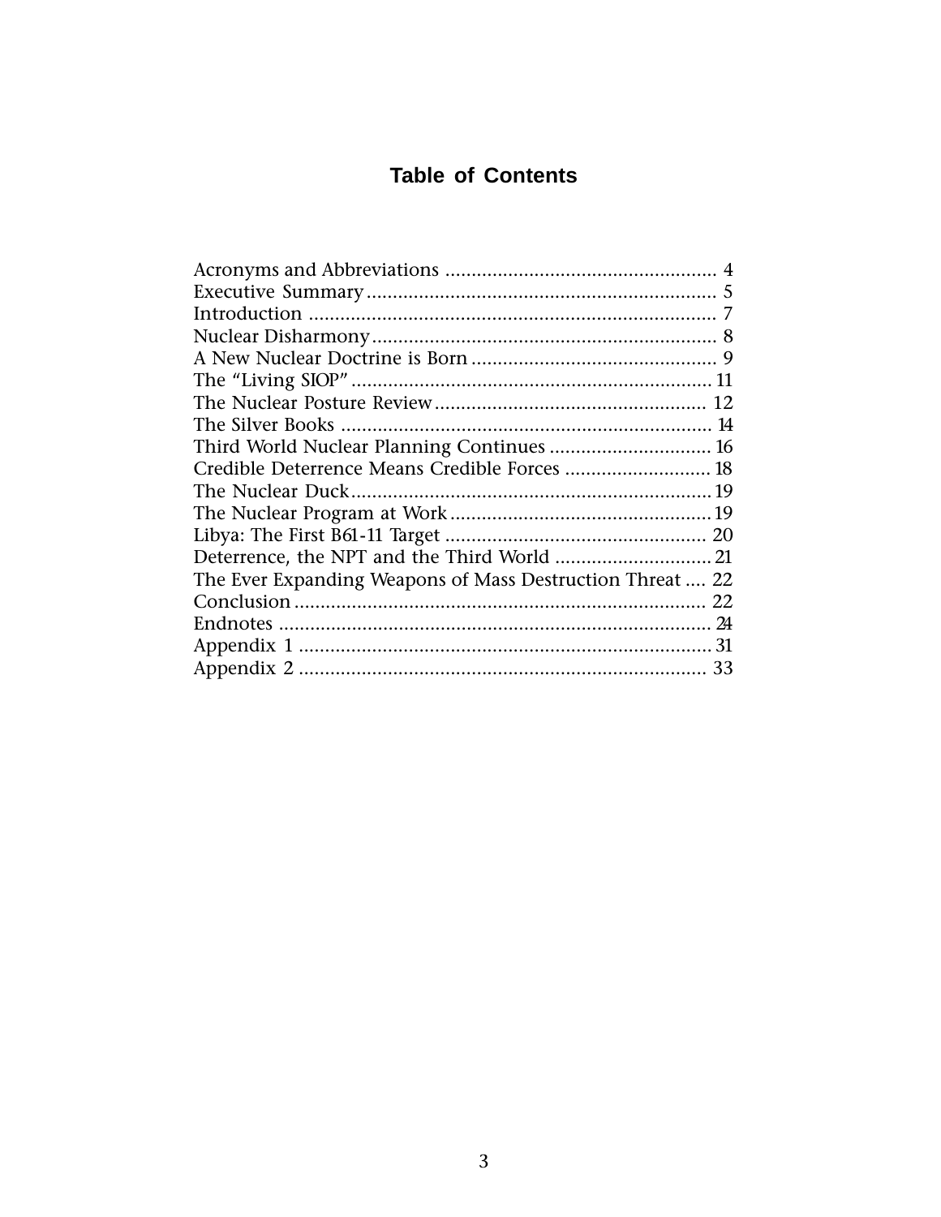# Table of Contents

Acronyms and Abbreviations .................................................... 4
Executive Summary .................................................................. 5
Introduction ............................................................................. 7
Nuclear Disharmony ................................................................. 8
A New Nuclear Doctrine is Born ............................................... 9
The "Living SIOP" .................................................................... 11
The Nuclear Posture Review .................................................... 12
The Silver Books ....................................................................... 14
Third World Nuclear Planning Continues ............................... 16
Credible Deterrence Means Credible Forces ............................ 18
The Nuclear Duck ..................................................................... 19
The Nuclear Program at Work .................................................. 19
Libya: The First B61-11 Target .................................................. 20
Deterrence, the NPT and the Third World .............................. 21
The Ever Expanding Weapons of Mass Destruction Threat .... 22
Conclusion ............................................................................... 22
Endnotes .................................................................................. 24
Appendix 1 ............................................................................... 31
Appendix 2 ............................................................................... 33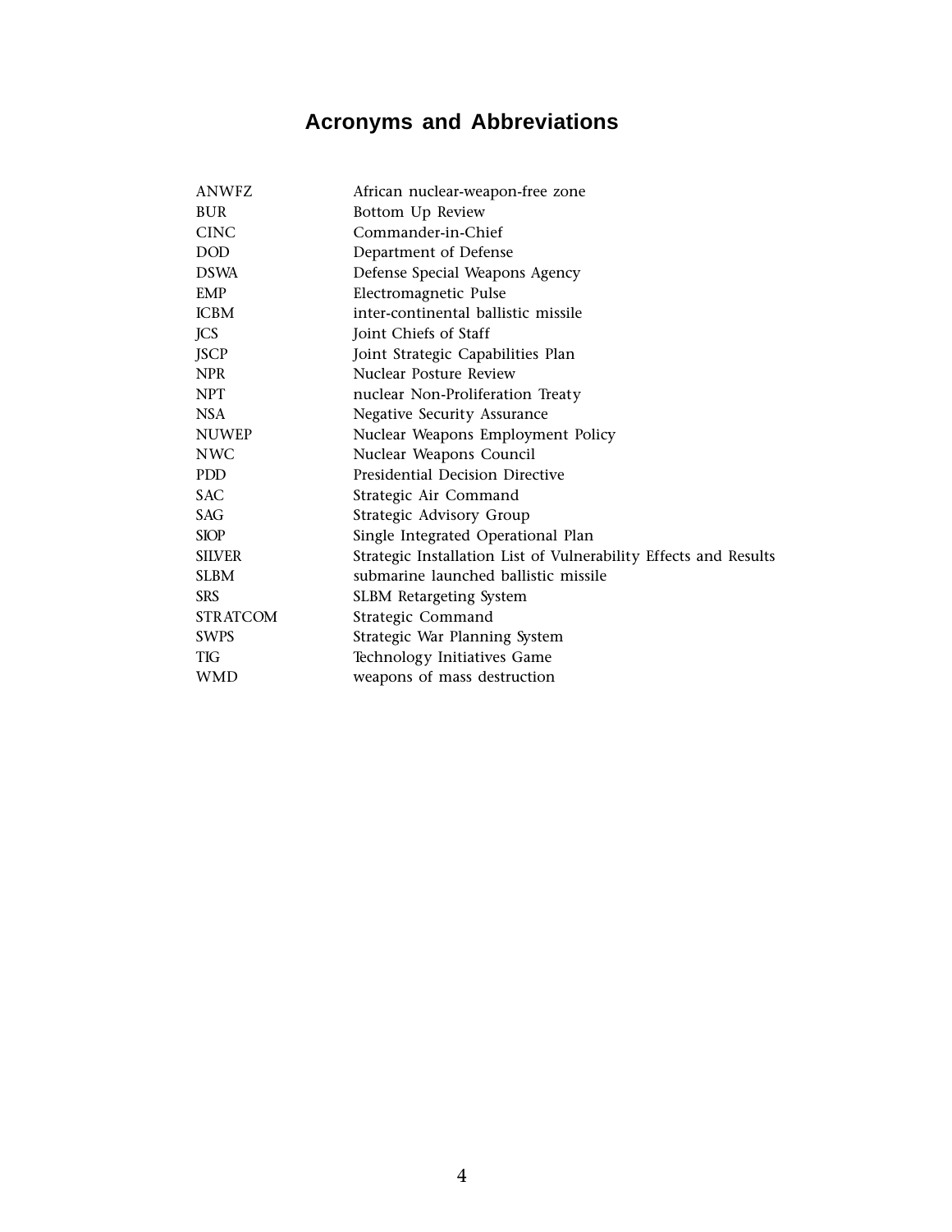# Acronyms and Abbreviations

| | |
|---|---|
| ANWFZ | African nuclear-weapon-free zone |
| BUR | Bottom Up Review |
| CINC | Commander-in-Chief |
| DOD | Department of Defense |
| DSWA | Defense Special Weapons Agency |
| EMP | Electromagnetic Pulse |
| ICBM | inter-continental ballistic missile |
| JCS | Joint Chiefs of Staff |
| JSCP | Joint Strategic Capabilities Plan |
| NPR | Nuclear Posture Review |
| NPT | nuclear Non-Proliferation Treaty |
| NSA | Negative Security Assurance |
| NUWEP | Nuclear Weapons Employment Policy |
| NWC | Nuclear Weapons Council |
| PDD | Presidential Decision Directive |
| SAC | Strategic Air Command |
| SAG | Strategic Advisory Group |
| SIOP | Single Integrated Operational Plan |
| SILVER | Strategic Installation List of Vulnerability Effects and Results |
| SLBM | submarine launched ballistic missile |
| SRS | SLBM Retargeting System |
| STRATCOM | Strategic Command |
| SWPS | Strategic War Planning System |
| TIG | Technology Initiatives Game |
| WMD | weapons of mass destruction |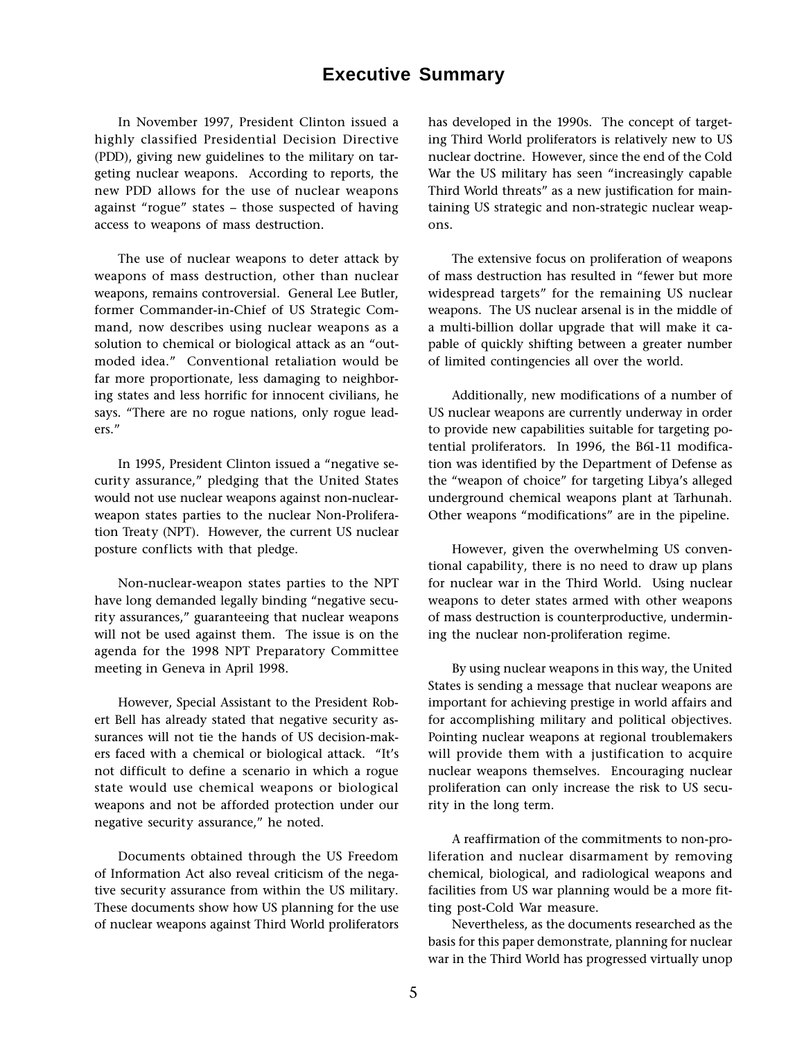# Executive Summary

In November 1997, President Clinton issued a highly classified Presidential Decision Directive (PDD), giving new guidelines to the military on targeting nuclear weapons. According to reports, the new PDD allows for the use of nuclear weapons against "rogue" states – those suspected of having access to weapons of mass destruction.

The use of nuclear weapons to deter attack by weapons of mass destruction, other than nuclear weapons, remains controversial. General Lee Butler, former Commander-in-Chief of US Strategic Command, now describes using nuclear weapons as a solution to chemical or biological attack as an "outmoded idea." Conventional retaliation would be far more proportionate, less damaging to neighboring states and less horrific for innocent civilians, he says. "There are no rogue nations, only rogue leaders."

In 1995, President Clinton issued a "negative security assurance," pledging that the United States would not use nuclear weapons against non-nuclear-weapon states parties to the nuclear Non-Proliferation Treaty (NPT). However, the current US nuclear posture conflicts with that pledge.

Non-nuclear-weapon states parties to the NPT have long demanded legally binding "negative security assurances," guaranteeing that nuclear weapons will not be used against them. The issue is on the agenda for the 1998 NPT Preparatory Committee meeting in Geneva in April 1998.

However, Special Assistant to the President Robert Bell has already stated that negative security assurances will not tie the hands of US decision-makers faced with a chemical or biological attack. "It's not difficult to define a scenario in which a rogue state would use chemical weapons or biological weapons and not be afforded protection under our negative security assurance," he noted.

Documents obtained through the US Freedom of Information Act also reveal criticism of the negative security assurance from within the US military. These documents show how US planning for the use of nuclear weapons against Third World proliferators has developed in the 1990s. The concept of targeting Third World proliferators is relatively new to US nuclear doctrine. However, since the end of the Cold War the US military has seen "increasingly capable Third World threats" as a new justification for maintaining US strategic and non-strategic nuclear weapons.

The extensive focus on proliferation of weapons of mass destruction has resulted in "fewer but more widespread targets" for the remaining US nuclear weapons. The US nuclear arsenal is in the middle of a multi-billion dollar upgrade that will make it capable of quickly shifting between a greater number of limited contingencies all over the world.

Additionally, new modifications of a number of US nuclear weapons are currently underway in order to provide new capabilities suitable for targeting potential proliferators. In 1996, the B61-11 modification was identified by the Department of Defense as the "weapon of choice" for targeting Libya's alleged underground chemical weapons plant at Tarhunah. Other weapons "modifications" are in the pipeline.

However, given the overwhelming US conventional capability, there is no need to draw up plans for nuclear war in the Third World. Using nuclear weapons to deter states armed with other weapons of mass destruction is counterproductive, undermining the nuclear non-proliferation regime.

By using nuclear weapons in this way, the United States is sending a message that nuclear weapons are important for achieving prestige in world affairs and for accomplishing military and political objectives. Pointing nuclear weapons at regional troublemakers will provide them with a justification to acquire nuclear weapons themselves. Encouraging nuclear proliferation can only increase the risk to US security in the long term.

A reaffirmation of the commitments to non-proliferation and nuclear disarmament by removing chemical, biological, and radiological weapons and facilities from US war planning would be a more fitting post-Cold War measure.

Nevertheless, as the documents researched as the basis for this paper demonstrate, planning for nuclear war in the Third World has progressed virtually unop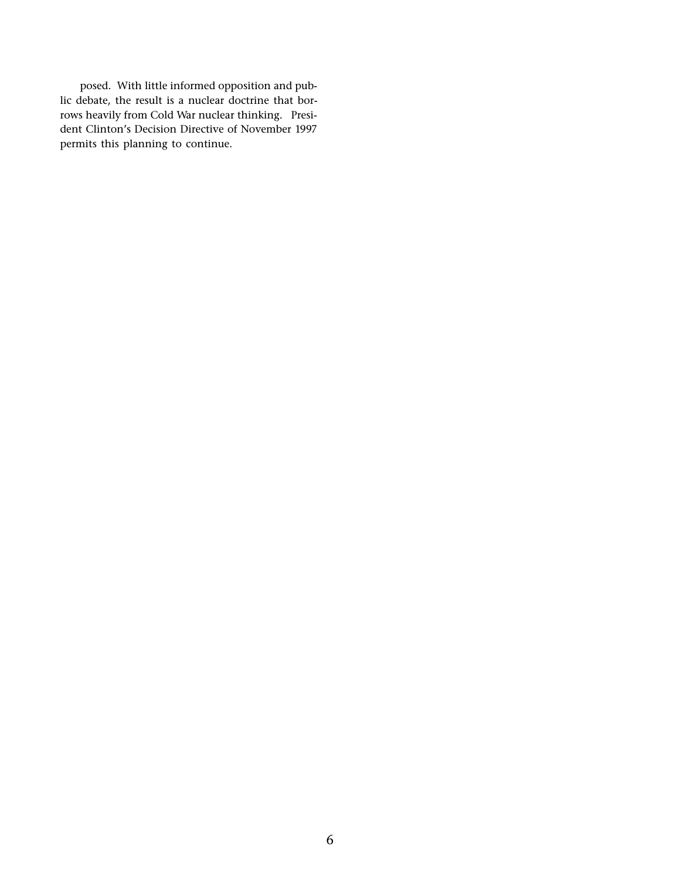posed. With little informed opposition and public debate, the result is a nuclear doctrine that borrows heavily from Cold War nuclear thinking. President Clinton's Decision Directive of November 1997 permits this planning to continue.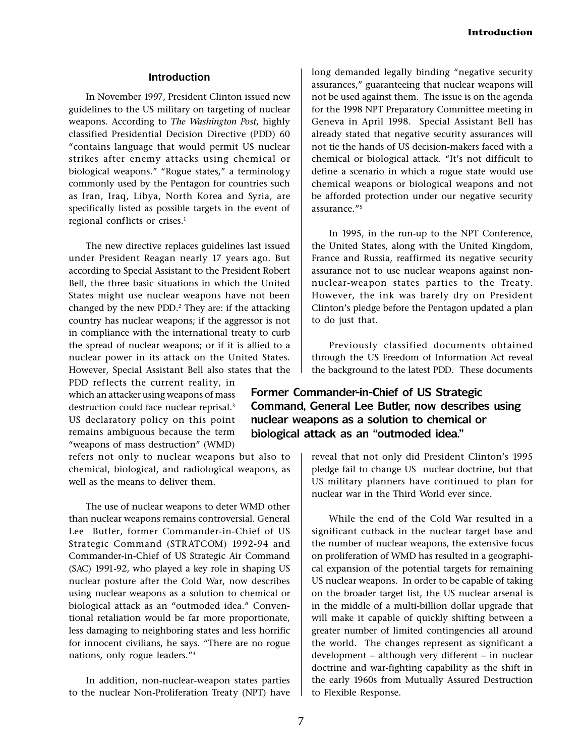## Introduction

In November 1997, President Clinton issued new guidelines to the US military on targeting of nuclear weapons. According to *The Washington Post*, highly classified Presidential Decision Directive (PDD) 60 "contains language that would permit US nuclear strikes after enemy attacks using chemical or biological weapons." "Rogue states," a terminology commonly used by the Pentagon for countries such as Iran, Iraq, Libya, North Korea and Syria, are specifically listed as possible targets in the event of regional conflicts or crises.[1]

The new directive replaces guidelines last issued under President Reagan nearly 17 years ago. But according to Special Assistant to the President Robert Bell, the three basic situations in which the United States might use nuclear weapons have not been changed by the new PDD.[2] They are: if the attacking country has nuclear weapons; if the aggressor is not in compliance with the international treaty to curb the spread of nuclear weapons; or if it is allied to a nuclear power in its attack on the United States. However, Special Assistant Bell also states that the PDD reflects the current reality, in which an attacker using weapons of mass destruction could face nuclear reprisal.[3] US declaratory policy on this point remains ambiguous because the term "weapons of mass destruction" (WMD) refers not only to nuclear weapons but also to chemical, biological, and radiological weapons, as well as the means to deliver them.

The use of nuclear weapons to deter WMD other than nuclear weapons remains controversial. General Lee Butler, former Commander-in-Chief of US Strategic Command (STRATCOM) 1992-94 and Commander-in-Chief of US Strategic Air Command (SAC) 1991-92, who played a key role in shaping US nuclear posture after the Cold War, now describes using nuclear weapons as a solution to chemical or biological attack as an "outmoded idea." Conventional retaliation would be far more proportionate, less damaging to neighboring states and less horrific for innocent civilians, he says. "There are no rogue nations, only rogue leaders."[4]

In addition, non-nuclear-weapon states parties to the nuclear Non-Proliferation Treaty (NPT) have long demanded legally binding "negative security assurances," guaranteeing that nuclear weapons will not be used against them. The issue is on the agenda for the 1998 NPT Preparatory Committee meeting in Geneva in April 1998. Special Assistant Bell has already stated that negative security assurances will not tie the hands of US decision-makers faced with a chemical or biological attack. "It's not difficult to define a scenario in which a rogue state would use chemical weapons or biological weapons and not be afforded protection under our negative security assurance."[5]

In 1995, in the run-up to the NPT Conference, the United States, along with the United Kingdom, France and Russia, reaffirmed its negative security assurance not to use nuclear weapons against non-nuclear-weapon states parties to the Treaty. However, the ink was barely dry on President Clinton's pledge before the Pentagon updated a plan to do just that.

Previously classified documents obtained through the US Freedom of Information Act reveal the background to the latest PDD. These documents reveal that not only did President Clinton's 1995 pledge fail to change US nuclear doctrine, but that US military planners have continued to plan for nuclear war in the Third World ever since.

**Former Commander-in-Chief of US Strategic Command, General Lee Butler, now describes using nuclear weapons as a solution to chemical or biological attack as an "outmoded idea."**

While the end of the Cold War resulted in a significant cutback in the nuclear target base and the number of nuclear weapons, the extensive focus on proliferation of WMD has resulted in a geographical expansion of the potential targets for remaining US nuclear weapons. In order to be capable of taking on the broader target list, the US nuclear arsenal is in the middle of a multi-billion dollar upgrade that will make it capable of quickly shifting between a greater number of limited contingencies all around the world. The changes represent as significant a development – although very different – in nuclear doctrine and war-fighting capability as the shift in the early 1960s from Mutually Assured Destruction to Flexible Response.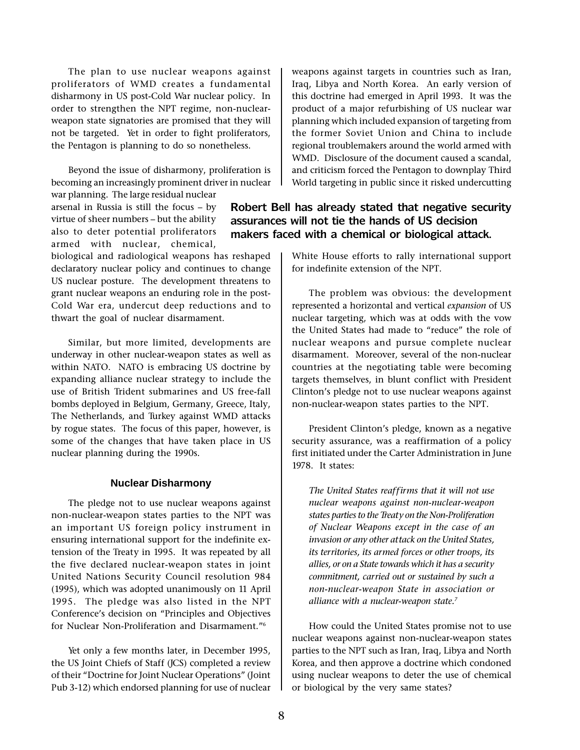The plan to use nuclear weapons against proliferators of WMD creates a fundamental disharmony in US post-Cold War nuclear policy. In order to strengthen the NPT regime, non-nuclear-weapon state signatories are promised that they will not be targeted. Yet in order to fight proliferators, the Pentagon is planning to do so nonetheless.

Beyond the issue of disharmony, proliferation is becoming an increasingly prominent driver in nuclear war planning. The large residual nuclear arsenal in Russia is still the focus – by virtue of sheer numbers – but the ability also to deter potential proliferators armed with nuclear, chemical, biological and radiological weapons has reshaped declaratory nuclear policy and continues to change US nuclear posture. The development threatens to grant nuclear weapons an enduring role in the post-Cold War era, undercut deep reductions and to thwart the goal of nuclear disarmament.

Similar, but more limited, developments are underway in other nuclear-weapon states as well as within NATO. NATO is embracing US doctrine by expanding alliance nuclear strategy to include the use of British Trident submarines and US free-fall bombs deployed in Belgium, Germany, Greece, Italy, The Netherlands, and Turkey against WMD attacks by rogue states. The focus of this paper, however, is some of the changes that have taken place in US nuclear planning during the 1990s.

## Nuclear Disharmony

The pledge not to use nuclear weapons against non-nuclear-weapon states parties to the NPT was an important US foreign policy instrument in ensuring international support for the indefinite extension of the Treaty in 1995. It was repeated by all the five declared nuclear-weapon states in joint United Nations Security Council resolution 984 (1995), which was adopted unanimously on 11 April 1995. The pledge was also listed in the NPT Conference's decision on "Principles and Objectives for Nuclear Non-Proliferation and Disarmament."[6]

Yet only a few months later, in December 1995, the US Joint Chiefs of Staff (JCS) completed a review of their "Doctrine for Joint Nuclear Operations" (Joint Pub 3-12) which endorsed planning for use of nuclear weapons against targets in countries such as Iran, Iraq, Libya and North Korea. An early version of this doctrine had emerged in April 1993. It was the product of a major refurbishing of US nuclear war planning which included expansion of targeting from the former Soviet Union and China to include regional troublemakers around the world armed with WMD. Disclosure of the document caused a scandal, and criticism forced the Pentagon to downplay Third World targeting in public since it risked undercutting White House efforts to rally international support for indefinite extension of the NPT.

**Robert Bell has already stated that negative security assurances will not tie the hands of US decision makers faced with a chemical or biological attack.**

The problem was obvious: the development represented a horizontal and vertical *expansion* of US nuclear targeting, which was at odds with the vow the United States had made to "reduce" the role of nuclear weapons and pursue complete nuclear disarmament. Moreover, several of the non-nuclear countries at the negotiating table were becoming targets themselves, in blunt conflict with President Clinton's pledge not to use nuclear weapons against non-nuclear-weapon states parties to the NPT.

President Clinton's pledge, known as a negative security assurance, was a reaffirmation of a policy first initiated under the Carter Administration in June 1978. It states:

> *The United States reaffirms that it will not use nuclear weapons against non-nuclear-weapon states parties to the Treaty on the Non-Proliferation of Nuclear Weapons except in the case of an invasion or any other attack on the United States, its territories, its armed forces or other troops, its allies, or on a State towards which it has a security commitment, carried out or sustained by such a non-nuclear-weapon State in association or alliance with a nuclear-weapon state.*[7]

How could the United States promise not to use nuclear weapons against non-nuclear-weapon states parties to the NPT such as Iran, Iraq, Libya and North Korea, and then approve a doctrine which condoned using nuclear weapons to deter the use of chemical or biological by the very same states?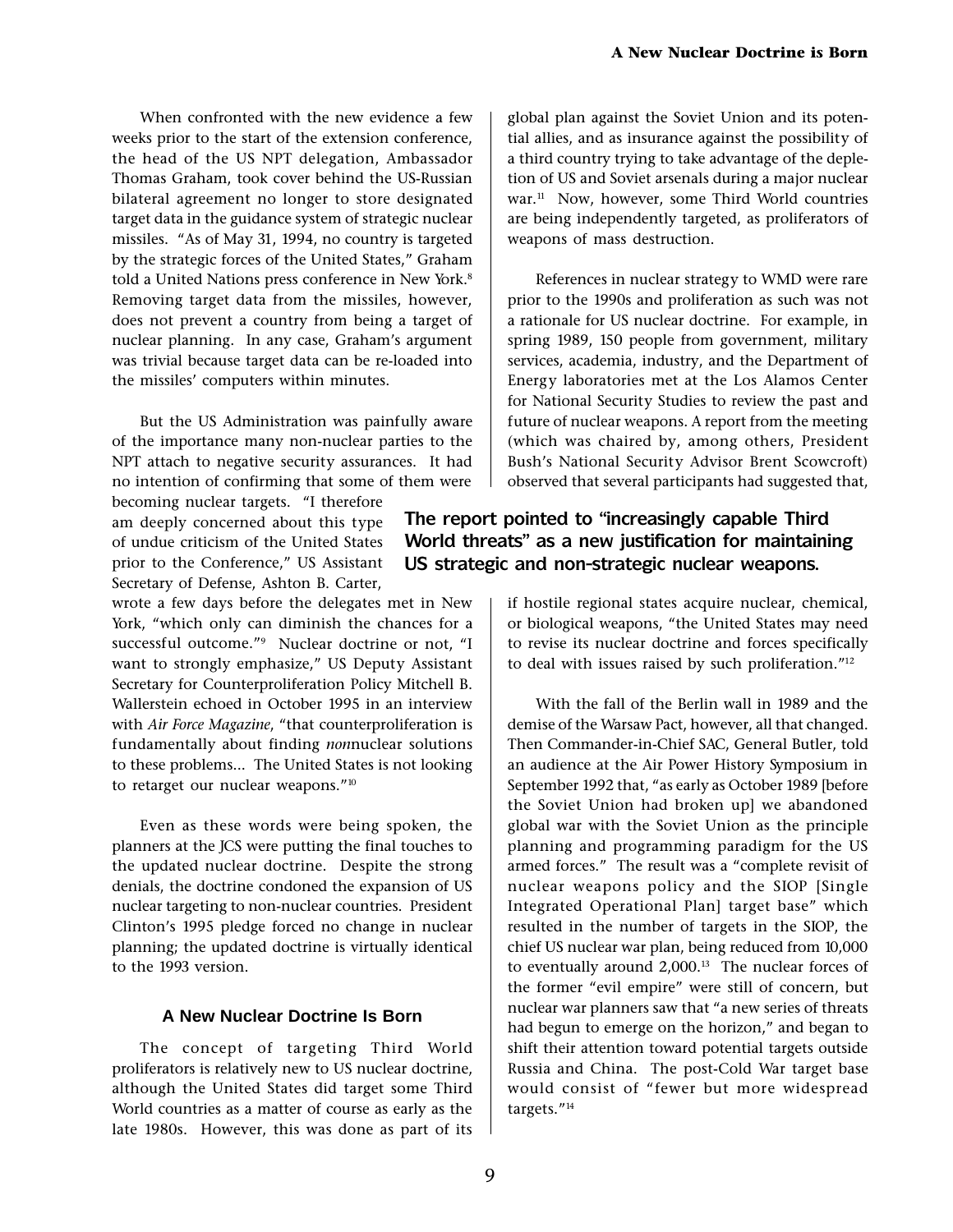When confronted with the new evidence a few weeks prior to the start of the extension conference, the head of the US NPT delegation, Ambassador Thomas Graham, took cover behind the US-Russian bilateral agreement no longer to store designated target data in the guidance system of strategic nuclear missiles. "As of May 31, 1994, no country is targeted by the strategic forces of the United States," Graham told a United Nations press conference in New York.[8] Removing target data from the missiles, however, does not prevent a country from being a target of nuclear planning. In any case, Graham's argument was trivial because target data can be re-loaded into the missiles' computers within minutes.

But the US Administration was painfully aware of the importance many non-nuclear parties to the NPT attach to negative security assurances. It had no intention of confirming that some of them were becoming nuclear targets. "I therefore am deeply concerned about this type of undue criticism of the United States prior to the Conference," US Assistant Secretary of Defense, Ashton B. Carter, wrote a few days before the delegates met in New York, "which only can diminish the chances for a successful outcome."[9] Nuclear doctrine or not, "I want to strongly emphasize," US Deputy Assistant Secretary for Counterproliferation Policy Mitchell B. Wallerstein echoed in October 1995 in an interview with *Air Force Magazine*, "that counterproliferation is fundamentally about finding *non*nuclear solutions to these problems... The United States is not looking to retarget our nuclear weapons."[10]

Even as these words were being spoken, the planners at the JCS were putting the final touches to the updated nuclear doctrine. Despite the strong denials, the doctrine condoned the expansion of US nuclear targeting to non-nuclear countries. President Clinton's 1995 pledge forced no change in nuclear planning; the updated doctrine is virtually identical to the 1993 version.

## A New Nuclear Doctrine Is Born

The concept of targeting Third World proliferators is relatively new to US nuclear doctrine, although the United States did target some Third World countries as a matter of course as early as the late 1980s. However, this was done as part of its global plan against the Soviet Union and its potential allies, and as insurance against the possibility of a third country trying to take advantage of the depletion of US and Soviet arsenals during a major nuclear war.[11] Now, however, some Third World countries are being independently targeted, as proliferators of weapons of mass destruction.

References in nuclear strategy to WMD were rare prior to the 1990s and proliferation as such was not a rationale for US nuclear doctrine. For example, in spring 1989, 150 people from government, military services, academia, industry, and the Department of Energy laboratories met at the Los Alamos Center for National Security Studies to review the past and future of nuclear weapons. A report from the meeting (which was chaired by, among others, President Bush's National Security Advisor Brent Scowcroft) observed that several participants had suggested that, if hostile regional states acquire nuclear, chemical, or biological weapons, "the United States may need to revise its nuclear doctrine and forces specifically to deal with issues raised by such proliferation."[12]

**The report pointed to "increasingly capable Third World threats" as a new justification for maintaining US strategic and non-strategic nuclear weapons.**

With the fall of the Berlin wall in 1989 and the demise of the Warsaw Pact, however, all that changed. Then Commander-in-Chief SAC, General Butler, told an audience at the Air Power History Symposium in September 1992 that, "as early as October 1989 [before the Soviet Union had broken up] we abandoned global war with the Soviet Union as the principle planning and programming paradigm for the US armed forces." The result was a "complete revisit of nuclear weapons policy and the SIOP [Single Integrated Operational Plan] target base" which resulted in the number of targets in the SIOP, the chief US nuclear war plan, being reduced from 10,000 to eventually around 2,000.[13] The nuclear forces of the former "evil empire" were still of concern, but nuclear war planners saw that "a new series of threats had begun to emerge on the horizon," and began to shift their attention toward potential targets outside Russia and China. The post-Cold War target base would consist of "fewer but more widespread targets."[14]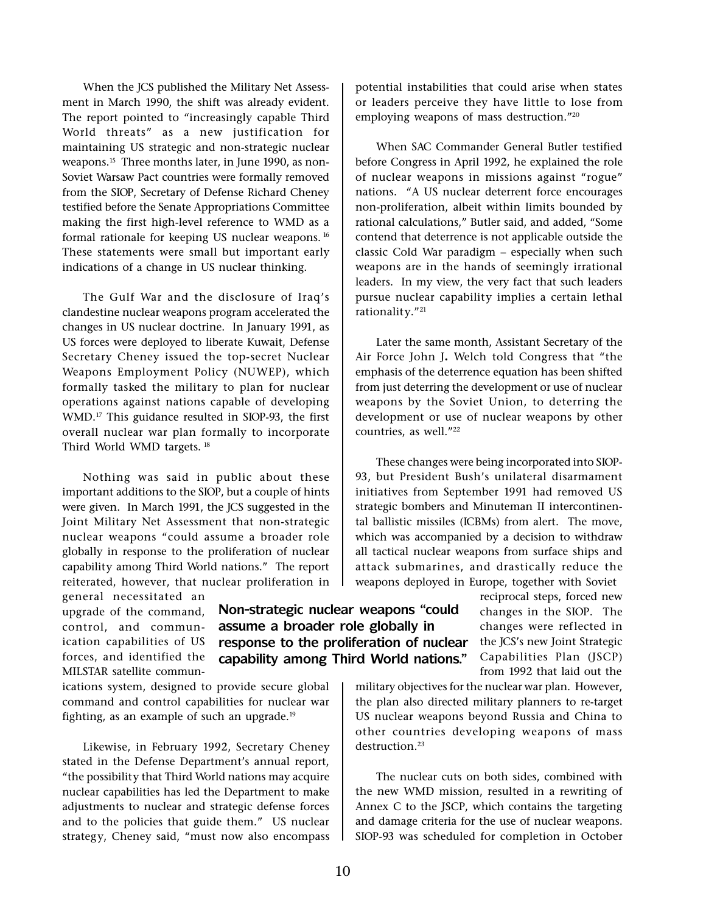When the JCS published the Military Net Assessment in March 1990, the shift was already evident. The report pointed to "increasingly capable Third World threats" as a new justification for maintaining US strategic and non-strategic nuclear weapons.[15] Three months later, in June 1990, as non-Soviet Warsaw Pact countries were formally removed from the SIOP, Secretary of Defense Richard Cheney testified before the Senate Appropriations Committee making the first high-level reference to WMD as a formal rationale for keeping US nuclear weapons.[16] These statements were small but important early indications of a change in US nuclear thinking.

The Gulf War and the disclosure of Iraq's clandestine nuclear weapons program accelerated the changes in US nuclear doctrine. In January 1991, as US forces were deployed to liberate Kuwait, Defense Secretary Cheney issued the top-secret Nuclear Weapons Employment Policy (NUWEP), which formally tasked the military to plan for nuclear operations against nations capable of developing WMD.[17] This guidance resulted in SIOP-93, the first overall nuclear war plan formally to incorporate Third World WMD targets.[18]

Nothing was said in public about these important additions to the SIOP, but a couple of hints were given. In March 1991, the JCS suggested in the Joint Military Net Assessment that non-strategic nuclear weapons "could assume a broader role globally in response to the proliferation of nuclear capability among Third World nations." The report reiterated, however, that nuclear proliferation in general necessitated an upgrade of the command, control, and communication capabilities of US forces, and identified the MILSTAR satellite communications system, designed to provide secure global command and control capabilities for nuclear war fighting, as an example of such an upgrade.[19]

**Non-strategic nuclear weapons "could assume a broader role globally in response to the proliferation of nuclear capability among Third World nations."**

Likewise, in February 1992, Secretary Cheney stated in the Defense Department's annual report, "the possibility that Third World nations may acquire nuclear capabilities has led the Department to make adjustments to nuclear and strategic defense forces and to the policies that guide them." US nuclear strategy, Cheney said, "must now also encompass potential instabilities that could arise when states or leaders perceive they have little to lose from employing weapons of mass destruction."[20]

When SAC Commander General Butler testified before Congress in April 1992, he explained the role of nuclear weapons in missions against "rogue" nations. "A US nuclear deterrent force encourages non-proliferation, albeit within limits bounded by rational calculations," Butler said, and added, "Some contend that deterrence is not applicable outside the classic Cold War paradigm – especially when such weapons are in the hands of seemingly irrational leaders. In my view, the very fact that such leaders pursue nuclear capability implies a certain lethal rationality."[21]

Later the same month, Assistant Secretary of the Air Force John J. Welch told Congress that "the emphasis of the deterrence equation has been shifted from just deterring the development or use of nuclear weapons by the Soviet Union, to deterring the development or use of nuclear weapons by other countries, as well."[22]

These changes were being incorporated into SIOP-93, but President Bush's unilateral disarmament initiatives from September 1991 had removed US strategic bombers and Minuteman II intercontinental ballistic missiles (ICBMs) from alert. The move, which was accompanied by a decision to withdraw all tactical nuclear weapons from surface ships and attack submarines, and drastically reduce the weapons deployed in Europe, together with Soviet reciprocal steps, forced new changes in the SIOP. The changes were reflected in the JCS's new Joint Strategic Capabilities Plan (JSCP) from 1992 that laid out the military objectives for the nuclear war plan. However, the plan also directed military planners to re-target US nuclear weapons beyond Russia and China to other countries developing weapons of mass destruction.[23]

The nuclear cuts on both sides, combined with the new WMD mission, resulted in a rewriting of Annex C to the JSCP, which contains the targeting and damage criteria for the use of nuclear weapons. SIOP-93 was scheduled for completion in October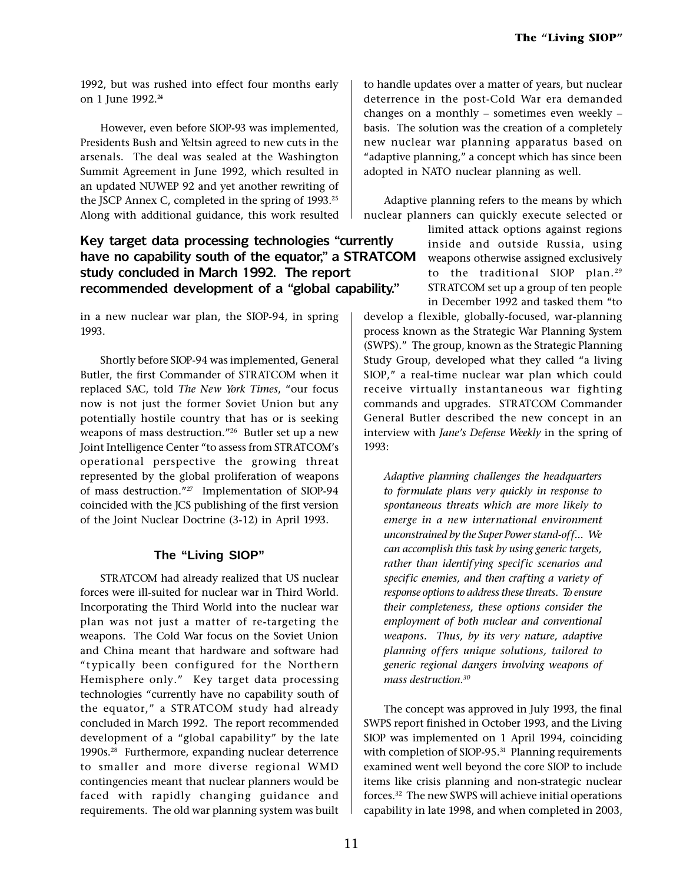1992, but was rushed into effect four months early on 1 June 1992.[24]

However, even before SIOP-93 was implemented, Presidents Bush and Yeltsin agreed to new cuts in the arsenals. The deal was sealed at the Washington Summit Agreement in June 1992, which resulted in an updated NUWEP 92 and yet another rewriting of the JSCP Annex C, completed in the spring of 1993.[25] Along with additional guidance, this work resulted in a new nuclear war plan, the SIOP-94, in spring 1993.

**Key target data processing technologies "currently have no capability south of the equator," a STRATCOM study concluded in March 1992. The report recommended development of a "global capability."**

Shortly before SIOP-94 was implemented, General Butler, the first Commander of STRATCOM when it replaced SAC, told *The New York Times*, "our focus now is not just the former Soviet Union but any potentially hostile country that has or is seeking weapons of mass destruction."[26] Butler set up a new Joint Intelligence Center "to assess from STRATCOM's operational perspective the growing threat represented by the global proliferation of weapons of mass destruction."[27] Implementation of SIOP-94 coincided with the JCS publishing of the first version of the Joint Nuclear Doctrine (3-12) in April 1993.

## The "Living SIOP"

STRATCOM had already realized that US nuclear forces were ill-suited for nuclear war in Third World. Incorporating the Third World into the nuclear war plan was not just a matter of re-targeting the weapons. The Cold War focus on the Soviet Union and China meant that hardware and software had "typically been configured for the Northern Hemisphere only." Key target data processing technologies "currently have no capability south of the equator," a STRATCOM study had already concluded in March 1992. The report recommended development of a "global capability" by the late 1990s.[28] Furthermore, expanding nuclear deterrence to smaller and more diverse regional WMD contingencies meant that nuclear planners would be faced with rapidly changing guidance and requirements. The old war planning system was built to handle updates over a matter of years, but nuclear deterrence in the post-Cold War era demanded changes on a monthly – sometimes even weekly – basis. The solution was the creation of a completely new nuclear war planning apparatus based on "adaptive planning," a concept which has since been adopted in NATO nuclear planning as well.

Adaptive planning refers to the means by which nuclear planners can quickly execute selected or limited attack options against regions inside and outside Russia, using weapons otherwise assigned exclusively to the traditional SIOP plan.[29] STRATCOM set up a group of ten people in December 1992 and tasked them "to develop a flexible, globally-focused, war-planning process known as the Strategic War Planning System (SWPS)." The group, known as the Strategic Planning Study Group, developed what they called "a living SIOP," a real-time nuclear war plan which could receive virtually instantaneous war fighting commands and upgrades. STRATCOM Commander General Butler described the new concept in an interview with *Jane's Defense Weekly* in the spring of 1993:

> *Adaptive planning challenges the headquarters to formulate plans very quickly in response to spontaneous threats which are more likely to emerge in a new international environment unconstrained by the Super Power stand-off... We can accomplish this task by using generic targets, rather than identifying specific scenarios and specific enemies, and then crafting a variety of response options to address these threats. To ensure their completeness, these options consider the employment of both nuclear and conventional weapons. Thus, by its very nature, adaptive planning offers unique solutions, tailored to generic regional dangers involving weapons of mass destruction.*[30]

The concept was approved in July 1993, the final SWPS report finished in October 1993, and the Living SIOP was implemented on 1 April 1994, coinciding with completion of SIOP-95.[31] Planning requirements examined went well beyond the core SIOP to include items like crisis planning and non-strategic nuclear forces.[32] The new SWPS will achieve initial operations capability in late 1998, and when completed in 2003,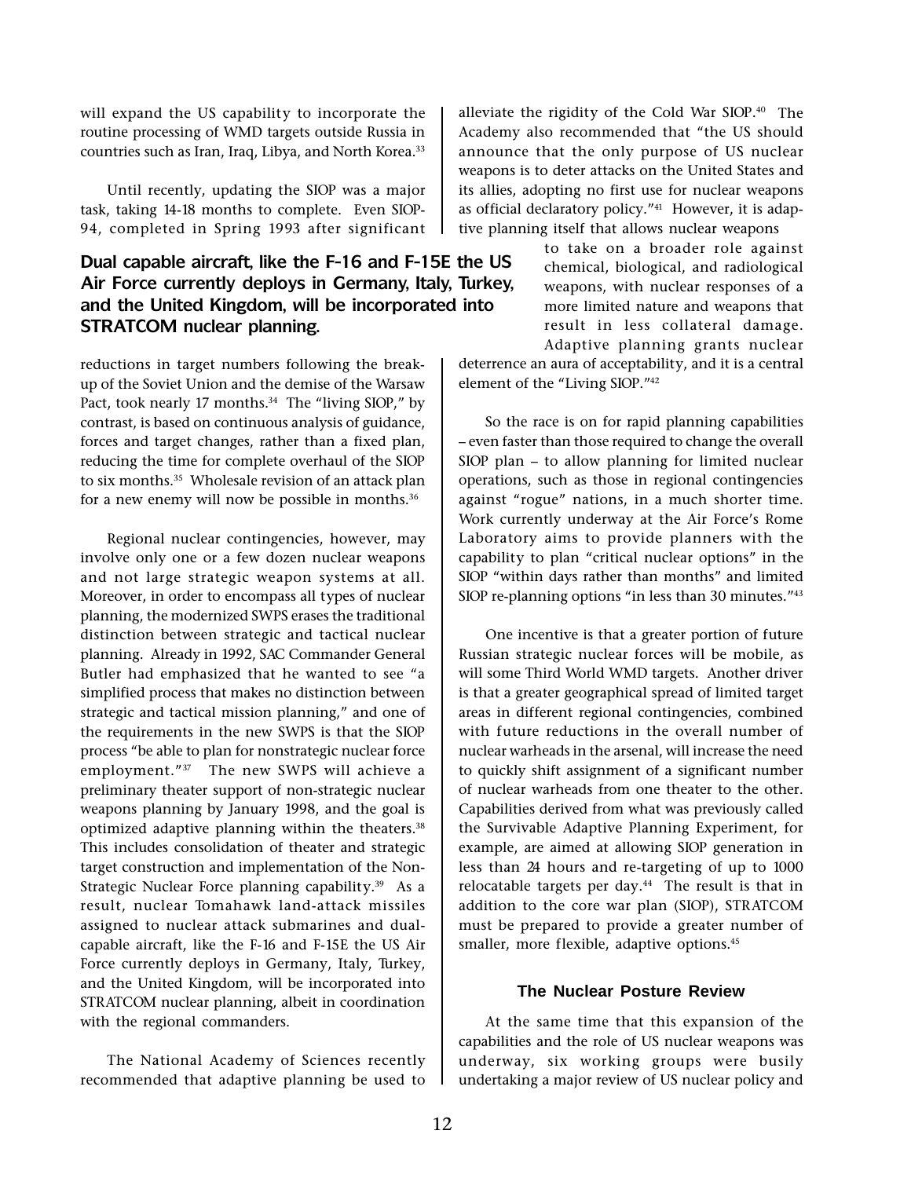will expand the US capability to incorporate the routine processing of WMD targets outside Russia in countries such as Iran, Iraq, Libya, and North Korea.[33]

Until recently, updating the SIOP was a major task, taking 14-18 months to complete. Even SIOP-94, completed in Spring 1993 after significant reductions in target numbers following the break-up of the Soviet Union and the demise of the Warsaw Pact, took nearly 17 months.[34] The "living SIOP," by contrast, is based on continuous analysis of guidance, forces and target changes, rather than a fixed plan, reducing the time for complete overhaul of the SIOP to six months.[35] Wholesale revision of an attack plan for a new enemy will now be possible in months.[36]

**Dual capable aircraft, like the F-16 and F-15E the US Air Force currently deploys in Germany, Italy, Turkey, and the United Kingdom, will be incorporated into STRATCOM nuclear planning.**

Regional nuclear contingencies, however, may involve only one or a few dozen nuclear weapons and not large strategic weapon systems at all. Moreover, in order to encompass all types of nuclear planning, the modernized SWPS erases the traditional distinction between strategic and tactical nuclear planning. Already in 1992, SAC Commander General Butler had emphasized that he wanted to see "a simplified process that makes no distinction between strategic and tactical mission planning," and one of the requirements in the new SWPS is that the SIOP process "be able to plan for nonstrategic nuclear force employment."[37] The new SWPS will achieve a preliminary theater support of non-strategic nuclear weapons planning by January 1998, and the goal is optimized adaptive planning within the theaters.[38] This includes consolidation of theater and strategic target construction and implementation of the Non-Strategic Nuclear Force planning capability.[39] As a result, nuclear Tomahawk land-attack missiles assigned to nuclear attack submarines and dual-capable aircraft, like the F-16 and F-15E the US Air Force currently deploys in Germany, Italy, Turkey, and the United Kingdom, will be incorporated into STRATCOM nuclear planning, albeit in coordination with the regional commanders.

The National Academy of Sciences recently recommended that adaptive planning be used to alleviate the rigidity of the Cold War SIOP.[40] The Academy also recommended that "the US should announce that the only purpose of US nuclear weapons is to deter attacks on the United States and its allies, adopting no first use for nuclear weapons as official declaratory policy."[41] However, it is adaptive planning itself that allows nuclear weapons to take on a broader role against chemical, biological, and radiological weapons, with nuclear responses of a more limited nature and weapons that result in less collateral damage. Adaptive planning grants nuclear deterrence an aura of acceptability, and it is a central element of the "Living SIOP."[42]

So the race is on for rapid planning capabilities – even faster than those required to change the overall SIOP plan – to allow planning for limited nuclear operations, such as those in regional contingencies against "rogue" nations, in a much shorter time. Work currently underway at the Air Force's Rome Laboratory aims to provide planners with the capability to plan "critical nuclear options" in the SIOP "within days rather than months" and limited SIOP re-planning options "in less than 30 minutes."[43]

One incentive is that a greater portion of future Russian strategic nuclear forces will be mobile, as will some Third World WMD targets. Another driver is that a greater geographical spread of limited target areas in different regional contingencies, combined with future reductions in the overall number of nuclear warheads in the arsenal, will increase the need to quickly shift assignment of a significant number of nuclear warheads from one theater to the other. Capabilities derived from what was previously called the Survivable Adaptive Planning Experiment, for example, are aimed at allowing SIOP generation in less than 24 hours and re-targeting of up to 1000 relocatable targets per day.[44] The result is that in addition to the core war plan (SIOP), STRATCOM must be prepared to provide a greater number of smaller, more flexible, adaptive options.[45]

## The Nuclear Posture Review

At the same time that this expansion of the capabilities and the role of US nuclear weapons was underway, six working groups were busily undertaking a major review of US nuclear policy and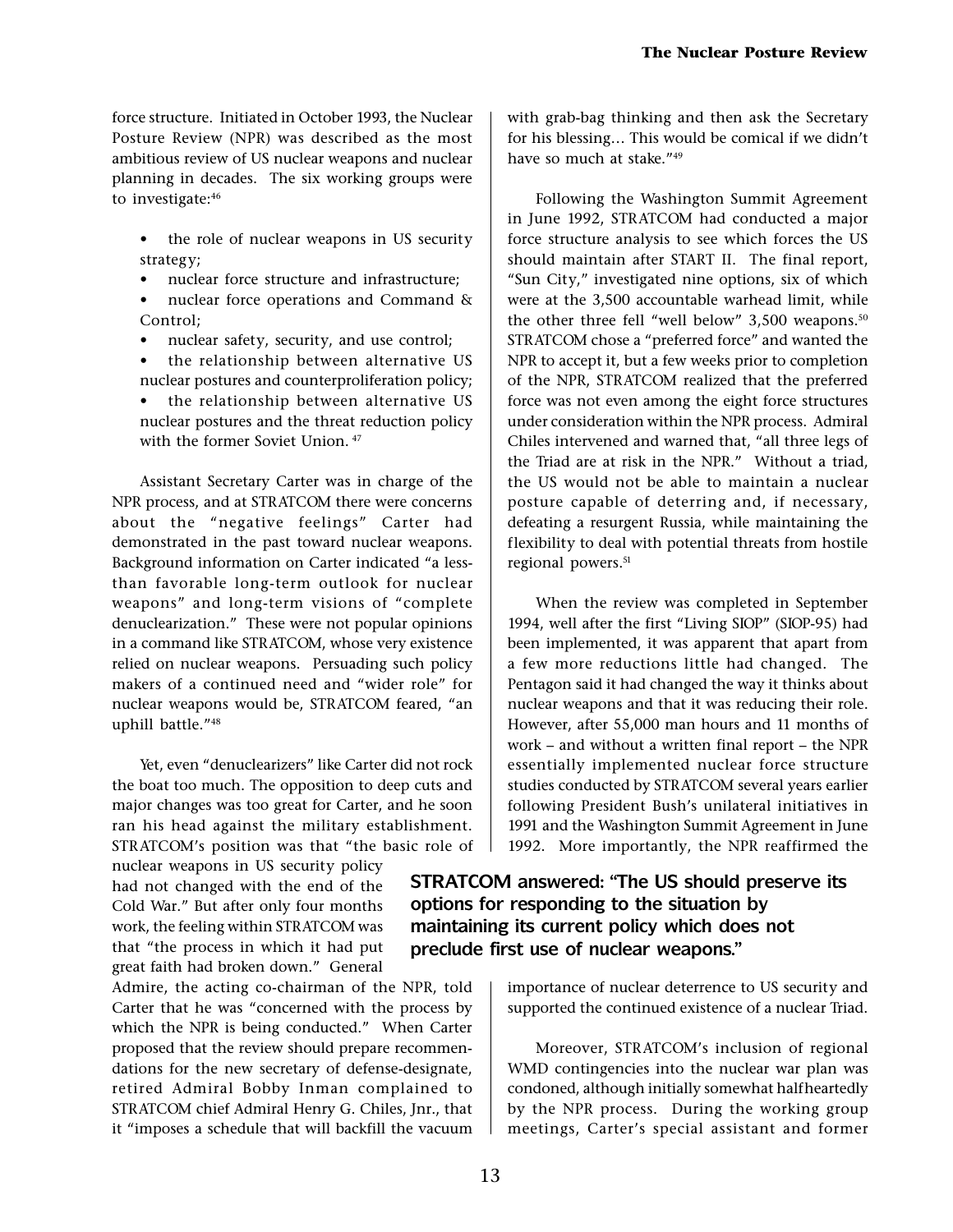force structure. Initiated in October 1993, the Nuclear Posture Review (NPR) was described as the most ambitious review of US nuclear weapons and nuclear planning in decades. The six working groups were to investigate:[46]

- the role of nuclear weapons in US security strategy;
- nuclear force structure and infrastructure;
- nuclear force operations and Command & Control;
- nuclear safety, security, and use control;
- the relationship between alternative US nuclear postures and counterproliferation policy;
- the relationship between alternative US nuclear postures and the threat reduction policy with the former Soviet Union. [47]

Assistant Secretary Carter was in charge of the NPR process, and at STRATCOM there were concerns about the "negative feelings" Carter had demonstrated in the past toward nuclear weapons. Background information on Carter indicated "a less-than favorable long-term outlook for nuclear weapons" and long-term visions of "complete denuclearization." These were not popular opinions in a command like STRATCOM, whose very existence relied on nuclear weapons. Persuading such policy makers of a continued need and "wider role" for nuclear weapons would be, STRATCOM feared, "an uphill battle."[48]

Yet, even "denuclearizers" like Carter did not rock the boat too much. The opposition to deep cuts and major changes was too great for Carter, and he soon ran his head against the military establishment. STRATCOM's position was that "the basic role of nuclear weapons in US security policy had not changed with the end of the Cold War." But after only four months work, the feeling within STRATCOM was that "the process in which it had put great faith had broken down." General Admire, the acting co-chairman of the NPR, told Carter that he was "concerned with the process by which the NPR is being conducted." When Carter proposed that the review should prepare recommendations for the new secretary of defense-designate, retired Admiral Bobby Inman complained to STRATCOM chief Admiral Henry G. Chiles, Jnr., that it "imposes a schedule that will backfill the vacuum with grab-bag thinking and then ask the Secretary for his blessing… This would be comical if we didn't have so much at stake."[49]

Following the Washington Summit Agreement in June 1992, STRATCOM had conducted a major force structure analysis to see which forces the US should maintain after START II. The final report, "Sun City," investigated nine options, six of which were at the 3,500 accountable warhead limit, while the other three fell "well below" 3,500 weapons.[50] STRATCOM chose a "preferred force" and wanted the NPR to accept it, but a few weeks prior to completion of the NPR, STRATCOM realized that the preferred force was not even among the eight force structures under consideration within the NPR process. Admiral Chiles intervened and warned that, "all three legs of the Triad are at risk in the NPR." Without a triad, the US would not be able to maintain a nuclear posture capable of deterring and, if necessary, defeating a resurgent Russia, while maintaining the flexibility to deal with potential threats from hostile regional powers.[51]

When the review was completed in September 1994, well after the first "Living SIOP" (SIOP-95) had been implemented, it was apparent that apart from a few more reductions little had changed. The Pentagon said it had changed the way it thinks about nuclear weapons and that it was reducing their role. However, after 55,000 man hours and 11 months of work – and without a written final report – the NPR essentially implemented nuclear force structure studies conducted by STRATCOM several years earlier following President Bush's unilateral initiatives in 1991 and the Washington Summit Agreement in June 1992. More importantly, the NPR reaffirmed the importance of nuclear deterrence to US security and supported the continued existence of a nuclear Triad.

**STRATCOM answered: "The US should preserve its options for responding to the situation by maintaining its current policy which does not preclude first use of nuclear weapons."**

Moreover, STRATCOM's inclusion of regional WMD contingencies into the nuclear war plan was condoned, although initially somewhat halfheartedly by the NPR process. During the working group meetings, Carter's special assistant and former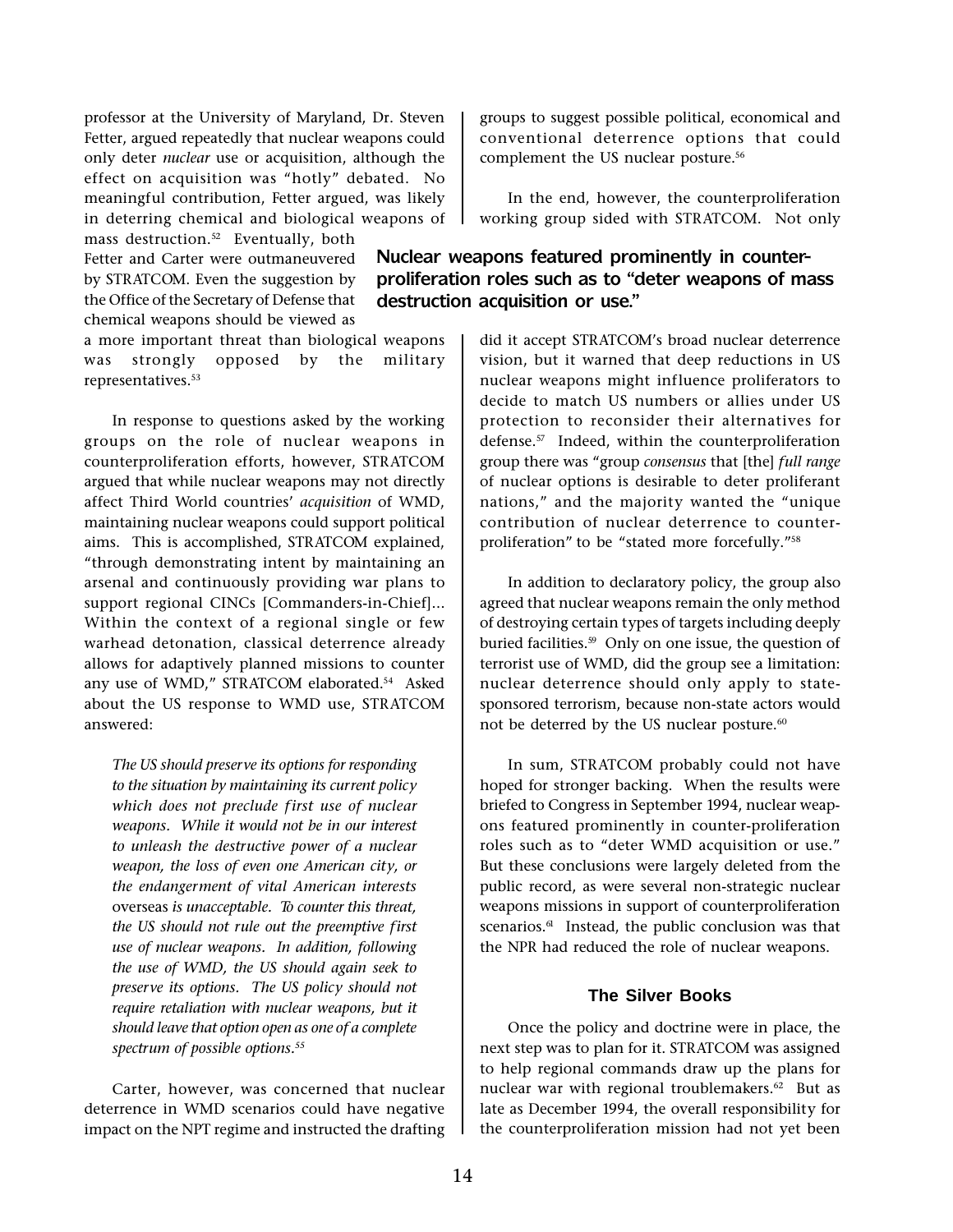professor at the University of Maryland, Dr. Steven Fetter, argued repeatedly that nuclear weapons could only deter *nuclear* use or acquisition, although the effect on acquisition was "hotly" debated. No meaningful contribution, Fetter argued, was likely in deterring chemical and biological weapons of mass destruction.[52] Eventually, both Fetter and Carter were outmaneuvered by STRATCOM. Even the suggestion by the Office of the Secretary of Defense that chemical weapons should be viewed as a more important threat than biological weapons was strongly opposed by the military representatives.[53]

In response to questions asked by the working groups on the role of nuclear weapons in counterproliferation efforts, however, STRATCOM argued that while nuclear weapons may not directly affect Third World countries' *acquisition* of WMD, maintaining nuclear weapons could support political aims. This is accomplished, STRATCOM explained, "through demonstrating intent by maintaining an arsenal and continuously providing war plans to support regional CINCs [Commanders-in-Chief]... Within the context of a regional single or few warhead detonation, classical deterrence already allows for adaptively planned missions to counter any use of WMD," STRATCOM elaborated.[54] Asked about the US response to WMD use, STRATCOM answered:

> *The US should preserve its options for responding to the situation by maintaining its current policy which does not preclude first use of nuclear weapons. While it would not be in our interest to unleash the destructive power of a nuclear weapon, the loss of even one American city, or the endangerment of vital American interests* overseas *is unacceptable. To counter this threat, the US should not rule out the preemptive first use of nuclear weapons. In addition, following the use of WMD, the US should again seek to preserve its options. The US policy should not require retaliation with nuclear weapons, but it should leave that option open as one of a complete spectrum of possible options.*[55]

Carter, however, was concerned that nuclear deterrence in WMD scenarios could have negative impact on the NPT regime and instructed the drafting groups to suggest possible political, economical and conventional deterrence options that could complement the US nuclear posture.[56]

In the end, however, the counterproliferation working group sided with STRATCOM. Not only did it accept STRATCOM's broad nuclear deterrence vision, but it warned that deep reductions in US nuclear weapons might influence proliferators to decide to match US numbers or allies under US protection to reconsider their alternatives for defense.[57] Indeed, within the counterproliferation group there was "group *consensus* that [the] *full range* of nuclear options is desirable to deter proliferant nations," and the majority wanted the "unique contribution of nuclear deterrence to counter-proliferation" to be "stated more forcefully."[58]

**Nuclear weapons featured prominently in counter-proliferation roles such as to "deter weapons of mass destruction acquisition or use."**

In addition to declaratory policy, the group also agreed that nuclear weapons remain the only method of destroying certain types of targets including deeply buried facilities.[59] Only on one issue, the question of terrorist use of WMD, did the group see a limitation: nuclear deterrence should only apply to state-sponsored terrorism, because non-state actors would not be deterred by the US nuclear posture.[60]

In sum, STRATCOM probably could not have hoped for stronger backing. When the results were briefed to Congress in September 1994, nuclear weapons featured prominently in counter-proliferation roles such as to "deter WMD acquisition or use." But these conclusions were largely deleted from the public record, as were several non-strategic nuclear weapons missions in support of counterproliferation scenarios.[61] Instead, the public conclusion was that the NPR had reduced the role of nuclear weapons.

### The Silver Books

Once the policy and doctrine were in place, the next step was to plan for it. STRATCOM was assigned to help regional commands draw up the plans for nuclear war with regional troublemakers.[62] But as late as December 1994, the overall responsibility for the counterproliferation mission had not yet been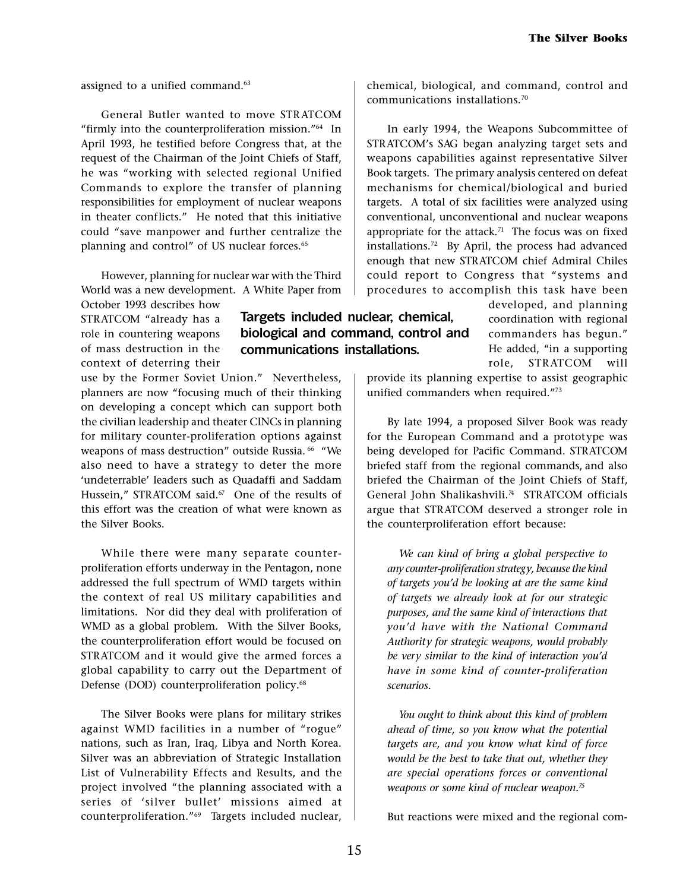assigned to a unified command.[63]

General Butler wanted to move STRATCOM "firmly into the counterproliferation mission."[64] In April 1993, he testified before Congress that, at the request of the Chairman of the Joint Chiefs of Staff, he was "working with selected regional Unified Commands to explore the transfer of planning responsibilities for employment of nuclear weapons in theater conflicts." He noted that this initiative could "save manpower and further centralize the planning and control" of US nuclear forces.[65]

However, planning for nuclear war with the Third World was a new development. A White Paper from October 1993 describes how STRATCOM "already has a role in countering weapons of mass destruction in the context of deterring their use by the Former Soviet Union." Nevertheless, planners are now "focusing much of their thinking on developing a concept which can support both the civilian leadership and theater CINCs in planning for military counter-proliferation options against weapons of mass destruction" outside Russia.[66] "We also need to have a strategy to deter the more 'undeterrable' leaders such as Quadaffi and Saddam Hussein," STRATCOM said.[67] One of the results of this effort was the creation of what were known as the Silver Books.

While there were many separate counter-proliferation efforts underway in the Pentagon, none addressed the full spectrum of WMD targets within the context of real US military capabilities and limitations. Nor did they deal with proliferation of WMD as a global problem. With the Silver Books, the counterproliferation effort would be focused on STRATCOM and it would give the armed forces a global capability to carry out the Department of Defense (DOD) counterproliferation policy.[68]

The Silver Books were plans for military strikes against WMD facilities in a number of "rogue" nations, such as Iran, Iraq, Libya and North Korea. Silver was an abbreviation of Strategic Installation List of Vulnerability Effects and Results, and the project involved "the planning associated with a series of 'silver bullet' missions aimed at counterproliferation."[69] Targets included nuclear, chemical, biological, and command, control and communications installations.[70]

**Targets included nuclear, chemical, biological and command, control and communications installations.**

In early 1994, the Weapons Subcommittee of STRATCOM's SAG began analyzing target sets and weapons capabilities against representative Silver Book targets. The primary analysis centered on defeat mechanisms for chemical/biological and buried targets. A total of six facilities were analyzed using conventional, unconventional and nuclear weapons appropriate for the attack.[71] The focus was on fixed installations.[72] By April, the process had advanced enough that new STRATCOM chief Admiral Chiles could report to Congress that "systems and procedures to accomplish this task have been developed, and planning coordination with regional commanders has begun." He added, "in a supporting role, STRATCOM will provide its planning expertise to assist geographic unified commanders when required."[73]

By late 1994, a proposed Silver Book was ready for the European Command and a prototype was being developed for Pacific Command. STRATCOM briefed staff from the regional commands, and also briefed the Chairman of the Joint Chiefs of Staff, General John Shalikashvili.[74] STRATCOM officials argue that STRATCOM deserved a stronger role in the counterproliferation effort because:

> *We can kind of bring a global perspective to any counter-proliferation strategy, because the kind of targets you'd be looking at are the same kind of targets we already look at for our strategic purposes, and the same kind of interactions that you'd have with the National Command Authority for strategic weapons, would probably be very similar to the kind of interaction you'd have in some kind of counter-proliferation scenarios.*
>
> *You ought to think about this kind of problem ahead of time, so you know what the potential targets are, and you know what kind of force would be the best to take that out, whether they are special operations forces or conventional weapons or some kind of nuclear weapon.*[75]

But reactions were mixed and the regional com-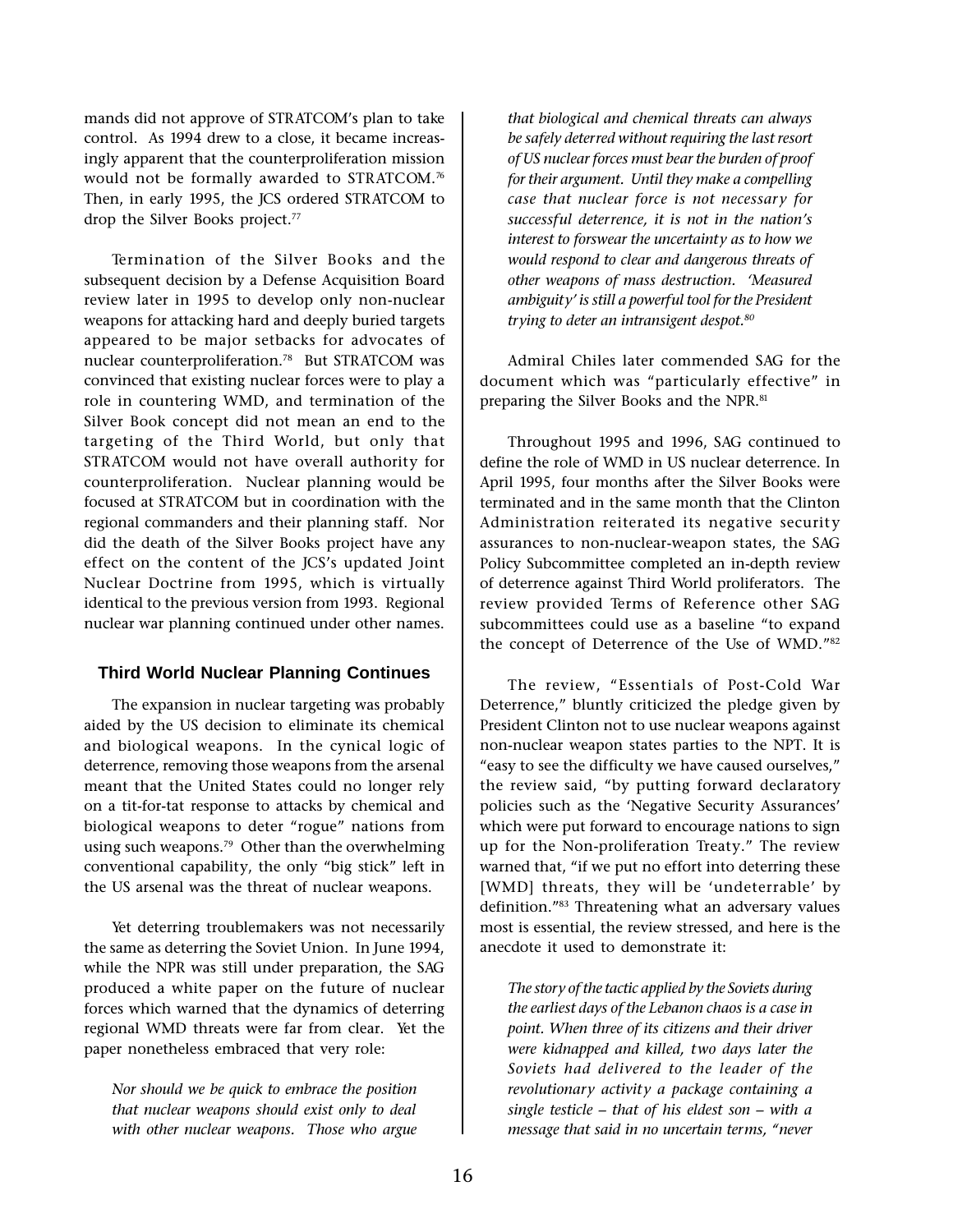mands did not approve of STRATCOM's plan to take control. As 1994 drew to a close, it became increasingly apparent that the counterproliferation mission would not be formally awarded to STRATCOM.[76] Then, in early 1995, the JCS ordered STRATCOM to drop the Silver Books project.[77]

Termination of the Silver Books and the subsequent decision by a Defense Acquisition Board review later in 1995 to develop only non-nuclear weapons for attacking hard and deeply buried targets appeared to be major setbacks for advocates of nuclear counterproliferation.[78] But STRATCOM was convinced that existing nuclear forces were to play a role in countering WMD, and termination of the Silver Book concept did not mean an end to the targeting of the Third World, but only that STRATCOM would not have overall authority for counterproliferation. Nuclear planning would be focused at STRATCOM but in coordination with the regional commanders and their planning staff. Nor did the death of the Silver Books project have any effect on the content of the JCS's updated Joint Nuclear Doctrine from 1995, which is virtually identical to the previous version from 1993. Regional nuclear war planning continued under other names.

## Third World Nuclear Planning Continues

The expansion in nuclear targeting was probably aided by the US decision to eliminate its chemical and biological weapons. In the cynical logic of deterrence, removing those weapons from the arsenal meant that the United States could no longer rely on a tit-for-tat response to attacks by chemical and biological weapons to deter "rogue" nations from using such weapons.[79] Other than the overwhelming conventional capability, the only "big stick" left in the US arsenal was the threat of nuclear weapons.

Yet deterring troublemakers was not necessarily the same as deterring the Soviet Union. In June 1994, while the NPR was still under preparation, the SAG produced a white paper on the future of nuclear forces which warned that the dynamics of deterring regional WMD threats were far from clear. Yet the paper nonetheless embraced that very role:

> *Nor should we be quick to embrace the position that nuclear weapons should exist only to deal with other nuclear weapons. Those who argue that biological and chemical threats can always be safely deterred without requiring the last resort of US nuclear forces must bear the burden of proof for their argument. Until they make a compelling case that nuclear force is not necessary for successful deterrence, it is not in the nation's interest to forswear the uncertainty as to how we would respond to clear and dangerous threats of other weapons of mass destruction. 'Measured ambiguity' is still a powerful tool for the President trying to deter an intransigent despot.*[80]

Admiral Chiles later commended SAG for the document which was "particularly effective" in preparing the Silver Books and the NPR.[81]

Throughout 1995 and 1996, SAG continued to define the role of WMD in US nuclear deterrence. In April 1995, four months after the Silver Books were terminated and in the same month that the Clinton Administration reiterated its negative security assurances to non-nuclear-weapon states, the SAG Policy Subcommittee completed an in-depth review of deterrence against Third World proliferators. The review provided Terms of Reference other SAG subcommittees could use as a baseline "to expand the concept of Deterrence of the Use of WMD."[82]

The review, "Essentials of Post-Cold War Deterrence," bluntly criticized the pledge given by President Clinton not to use nuclear weapons against non-nuclear weapon states parties to the NPT. It is "easy to see the difficulty we have caused ourselves," the review said, "by putting forward declaratory policies such as the 'Negative Security Assurances' which were put forward to encourage nations to sign up for the Non-proliferation Treaty." The review warned that, "if we put no effort into deterring these [WMD] threats, they will be 'undeterrable' by definition."[83] Threatening what an adversary values most is essential, the review stressed, and here is the anecdote it used to demonstrate it:

> *The story of the tactic applied by the Soviets during the earliest days of the Lebanon chaos is a case in point. When three of its citizens and their driver were kidnapped and killed, two days later the Soviets had delivered to the leader of the revolutionary activity a package containing a single testicle – that of his eldest son – with a message that said in no uncertain terms, "never*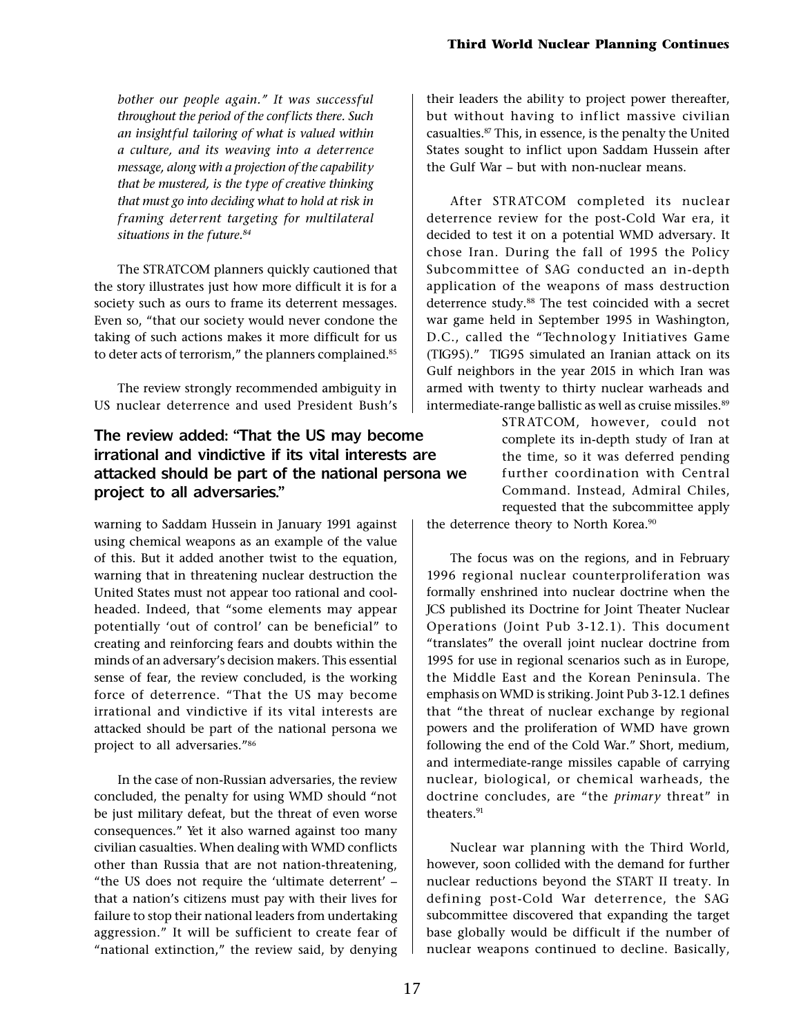*bother our people again." It was successful throughout the period of the conflicts there. Such an insightful tailoring of what is valued within a culture, and its weaving into a deterrence message, along with a projection of the capability that be mustered, is the type of creative thinking that must go into deciding what to hold at risk in framing deterrent targeting for multilateral situations in the future.*[84]

The STRATCOM planners quickly cautioned that the story illustrates just how more difficult it is for a society such as ours to frame its deterrent messages. Even so, "that our society would never condone the taking of such actions makes it more difficult for us to deter acts of terrorism," the planners complained.[85]

The review strongly recommended ambiguity in US nuclear deterrence and used President Bush's warning to Saddam Hussein in January 1991 against using chemical weapons as an example of the value of this. But it added another twist to the equation, warning that in threatening nuclear destruction the United States must not appear too rational and cool-headed. Indeed, that "some elements may appear potentially 'out of control' can be beneficial" to creating and reinforcing fears and doubts within the minds of an adversary's decision makers. This essential sense of fear, the review concluded, is the working force of deterrence. "That the US may become irrational and vindictive if its vital interests are attacked should be part of the national persona we project to all adversaries."[86]

**The review added: "That the US may become irrational and vindictive if its vital interests are attacked should be part of the national persona we project to all adversaries."**

In the case of non-Russian adversaries, the review concluded, the penalty for using WMD should "not be just military defeat, but the threat of even worse consequences." Yet it also warned against too many civilian casualties. When dealing with WMD conflicts other than Russia that are not nation-threatening, "the US does not require the 'ultimate deterrent' – that a nation's citizens must pay with their lives for failure to stop their national leaders from undertaking aggression." It will be sufficient to create fear of "national extinction," the review said, by denying their leaders the ability to project power thereafter, but without having to inflict massive civilian casualties.[87] This, in essence, is the penalty the United States sought to inflict upon Saddam Hussein after the Gulf War – but with non-nuclear means.

After STRATCOM completed its nuclear deterrence review for the post-Cold War era, it decided to test it on a potential WMD adversary. It chose Iran. During the fall of 1995 the Policy Subcommittee of SAG conducted an in-depth application of the weapons of mass destruction deterrence study.[88] The test coincided with a secret war game held in September 1995 in Washington, D.C., called the "Technology Initiatives Game (TIG95)." TIG95 simulated an Iranian attack on its Gulf neighbors in the year 2015 in which Iran was armed with twenty to thirty nuclear warheads and intermediate-range ballistic as well as cruise missiles.[89] STRATCOM, however, could not complete its in-depth study of Iran at the time, so it was deferred pending further coordination with Central Command. Instead, Admiral Chiles, requested that the subcommittee apply the deterrence theory to North Korea.[90]

The focus was on the regions, and in February 1996 regional nuclear counterproliferation was formally enshrined into nuclear doctrine when the JCS published its Doctrine for Joint Theater Nuclear Operations (Joint Pub 3-12.1). This document "translates" the overall joint nuclear doctrine from 1995 for use in regional scenarios such as in Europe, the Middle East and the Korean Peninsula. The emphasis on WMD is striking. Joint Pub 3-12.1 defines that "the threat of nuclear exchange by regional powers and the proliferation of WMD have grown following the end of the Cold War." Short, medium, and intermediate-range missiles capable of carrying nuclear, biological, or chemical warheads, the doctrine concludes, are "the *primary* threat" in theaters.[91]

Nuclear war planning with the Third World, however, soon collided with the demand for further nuclear reductions beyond the START II treaty. In defining post-Cold War deterrence, the SAG subcommittee discovered that expanding the target base globally would be difficult if the number of nuclear weapons continued to decline. Basically,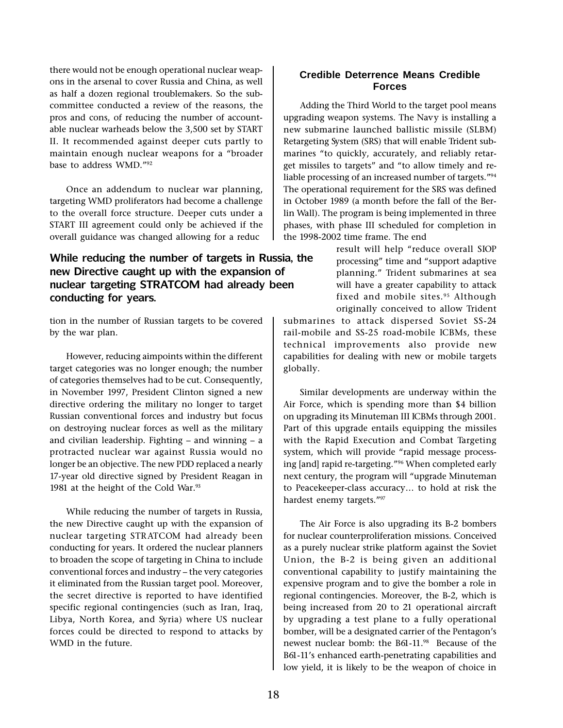there would not be enough operational nuclear weapons in the arsenal to cover Russia and China, as well as half a dozen regional troublemakers. So the subcommittee conducted a review of the reasons, the pros and cons, of reducing the number of accountable nuclear warheads below the 3,500 set by START II. It recommended against deeper cuts partly to maintain enough nuclear weapons for a "broader base to address WMD."[92]

Once an addendum to nuclear war planning, targeting WMD proliferators had become a challenge to the overall force structure. Deeper cuts under a START III agreement could only be achieved if the overall guidance was changed allowing for a reduction in the number of Russian targets to be covered by the war plan.

**While reducing the number of targets in Russia, the new Directive caught up with the expansion of nuclear targeting STRATCOM had already been conducting for years.**

However, reducing aimpoints within the different target categories was no longer enough; the number of categories themselves had to be cut. Consequently, in November 1997, President Clinton signed a new directive ordering the military no longer to target Russian conventional forces and industry but focus on destroying nuclear forces as well as the military and civilian leadership. Fighting – and winning – a protracted nuclear war against Russia would no longer be an objective. The new PDD replaced a nearly 17-year old directive signed by President Reagan in 1981 at the height of the Cold War.[93]

While reducing the number of targets in Russia, the new Directive caught up with the expansion of nuclear targeting STRATCOM had already been conducting for years. It ordered the nuclear planners to broaden the scope of targeting in China to include conventional forces and industry – the very categories it eliminated from the Russian target pool. Moreover, the secret directive is reported to have identified specific regional contingencies (such as Iran, Iraq, Libya, North Korea, and Syria) where US nuclear forces could be directed to respond to attacks by WMD in the future.

## Credible Deterrence Means Credible Forces

Adding the Third World to the target pool means upgrading weapon systems. The Navy is installing a new submarine launched ballistic missile (SLBM) Retargeting System (SRS) that will enable Trident submarines "to quickly, accurately, and reliably retarget missiles to targets" and "to allow timely and reliable processing of an increased number of targets."[94] The operational requirement for the SRS was defined in October 1989 (a month before the fall of the Berlin Wall). The program is being implemented in three phases, with phase III scheduled for completion in the 1998-2002 time frame. The end result will help "reduce overall SIOP processing" time and "support adaptive planning." Trident submarines at sea will have a greater capability to attack fixed and mobile sites.[95] Although originally conceived to allow Trident submarines to attack dispersed Soviet SS-24 rail-mobile and SS-25 road-mobile ICBMs, these technical improvements also provide new capabilities for dealing with new or mobile targets globally.

Similar developments are underway within the Air Force, which is spending more than $4 billion on upgrading its Minuteman III ICBMs through 2001. Part of this upgrade entails equipping the missiles with the Rapid Execution and Combat Targeting system, which will provide "rapid message processing [and] rapid re-targeting."[96] When completed early next century, the program will "upgrade Minuteman to Peacekeeper-class accuracy… to hold at risk the hardest enemy targets."[97]

The Air Force is also upgrading its B-2 bombers for nuclear counterproliferation missions. Conceived as a purely nuclear strike platform against the Soviet Union, the B-2 is being given an additional conventional capability to justify maintaining the expensive program and to give the bomber a role in regional contingencies. Moreover, the B-2, which is being increased from 20 to 21 operational aircraft by upgrading a test plane to a fully operational bomber, will be a designated carrier of the Pentagon's newest nuclear bomb: the B61-11.[98] Because of the B61-11's enhanced earth-penetrating capabilities and low yield, it is likely to be the weapon of choice in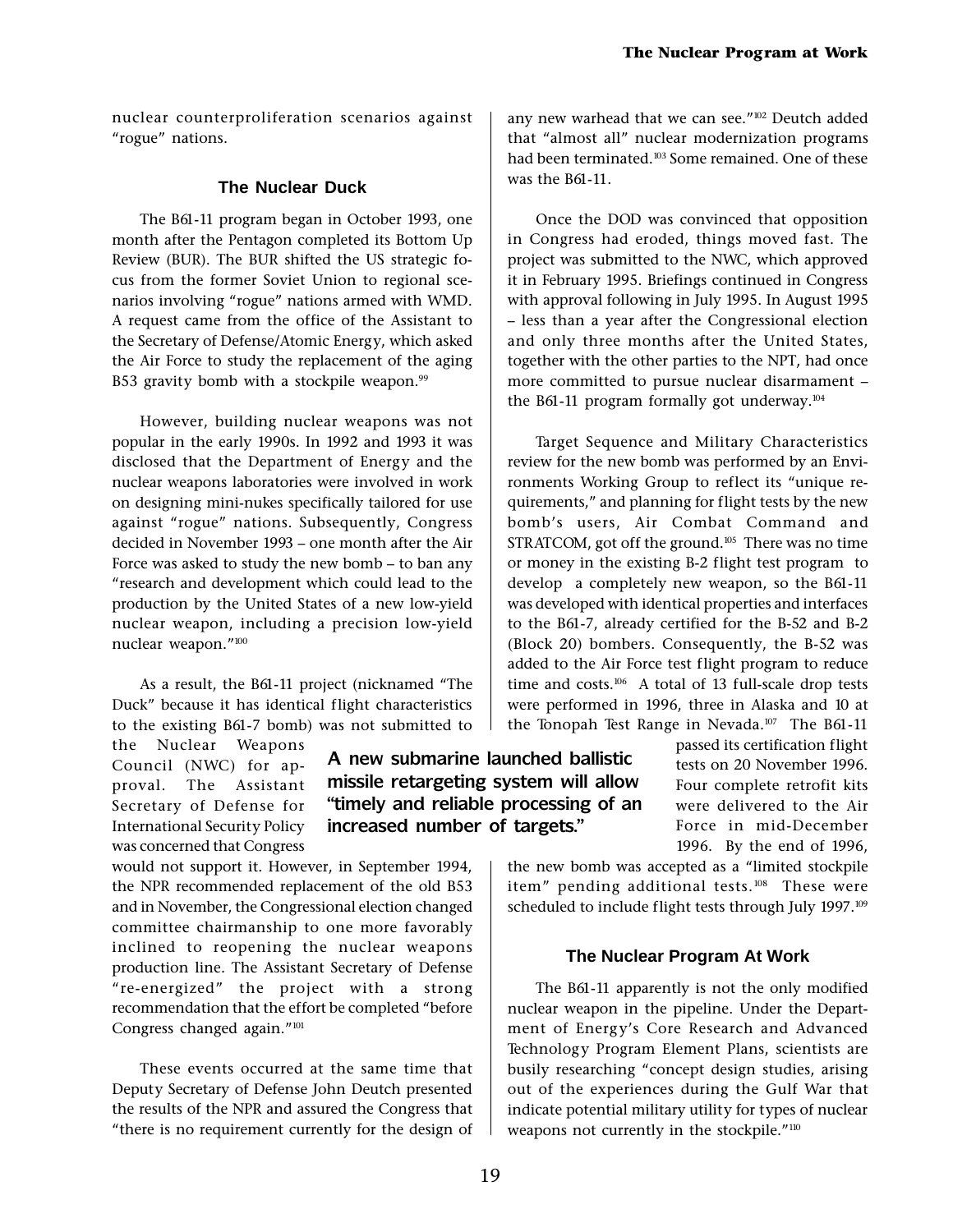nuclear counterproliferation scenarios against "rogue" nations.

### The Nuclear Duck

The B61-11 program began in October 1993, one month after the Pentagon completed its Bottom Up Review (BUR). The BUR shifted the US strategic focus from the former Soviet Union to regional scenarios involving "rogue" nations armed with WMD. A request came from the office of the Assistant to the Secretary of Defense/Atomic Energy, which asked the Air Force to study the replacement of the aging B53 gravity bomb with a stockpile weapon.[99]

However, building nuclear weapons was not popular in the early 1990s. In 1992 and 1993 it was disclosed that the Department of Energy and the nuclear weapons laboratories were involved in work on designing mini-nukes specifically tailored for use against "rogue" nations. Subsequently, Congress decided in November 1993 – one month after the Air Force was asked to study the new bomb – to ban any "research and development which could lead to the production by the United States of a new low-yield nuclear weapon, including a precision low-yield nuclear weapon."[100]

As a result, the B61-11 project (nicknamed "The Duck" because it has identical flight characteristics to the existing B61-7 bomb) was not submitted to the Nuclear Weapons Council (NWC) for approval. The Assistant Secretary of Defense for International Security Policy was concerned that Congress would not support it. However, in September 1994, the NPR recommended replacement of the old B53 and in November, the Congressional election changed committee chairmanship to one more favorably inclined to reopening the nuclear weapons production line. The Assistant Secretary of Defense "re-energized" the project with a strong recommendation that the effort be completed "before Congress changed again."[101]

These events occurred at the same time that Deputy Secretary of Defense John Deutch presented the results of the NPR and assured the Congress that "there is no requirement currently for the design of any new warhead that we can see."[102] Deutch added that "almost all" nuclear modernization programs had been terminated.[103] Some remained. One of these was the B61-11.

Once the DOD was convinced that opposition in Congress had eroded, things moved fast. The project was submitted to the NWC, which approved it in February 1995. Briefings continued in Congress with approval following in July 1995. In August 1995 – less than a year after the Congressional election and only three months after the United States, together with the other parties to the NPT, had once more committed to pursue nuclear disarmament – the B61-11 program formally got underway.[104]

Target Sequence and Military Characteristics review for the new bomb was performed by an Environments Working Group to reflect its "unique requirements," and planning for flight tests by the new bomb's users, Air Combat Command and STRATCOM, got off the ground.[105] There was no time or money in the existing B-2 flight test program to develop a completely new weapon, so the B61-11 was developed with identical properties and interfaces to the B61-7, already certified for the B-52 and B-2 (Block 20) bombers. Consequently, the B-52 was added to the Air Force test flight program to reduce time and costs.[106] A total of 13 full-scale drop tests were performed in 1996, three in Alaska and 10 at the Tonopah Test Range in Nevada.[107] The B61-11 passed its certification flight tests on 20 November 1996. Four complete retrofit kits were delivered to the Air Force in mid-December 1996. By the end of 1996, the new bomb was accepted as a "limited stockpile item" pending additional tests.[108] These were scheduled to include flight tests through July 1997.[109]

**A new submarine launched ballistic missile retargeting system will allow "timely and reliable processing of an increased number of targets."**

### The Nuclear Program At Work

The B61-11 apparently is not the only modified nuclear weapon in the pipeline. Under the Department of Energy's Core Research and Advanced Technology Program Element Plans, scientists are busily researching "concept design studies, arising out of the experiences during the Gulf War that indicate potential military utility for types of nuclear weapons not currently in the stockpile."[110]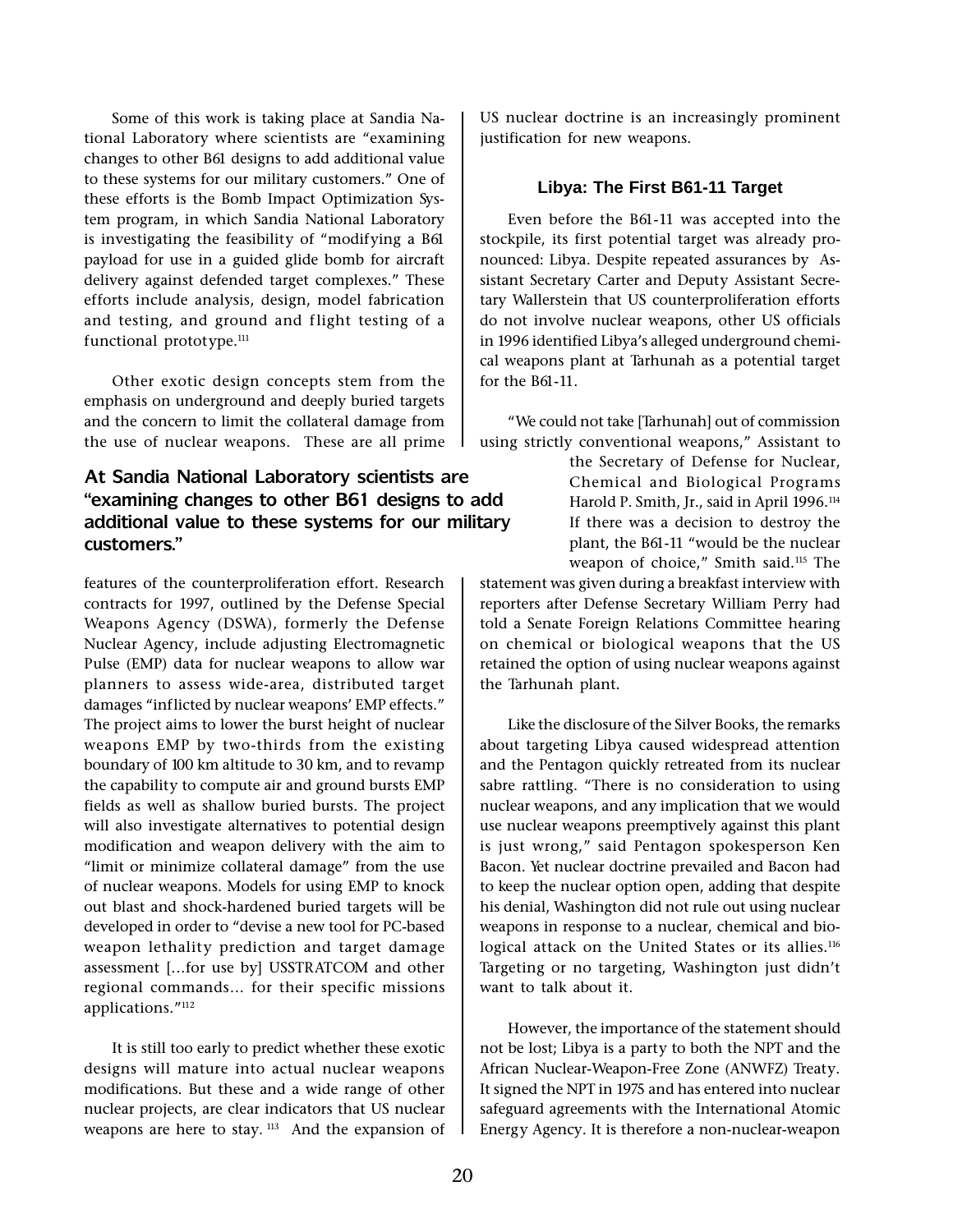Some of this work is taking place at Sandia National Laboratory where scientists are "examining changes to other B61 designs to add additional value to these systems for our military customers." One of these efforts is the Bomb Impact Optimization System program, in which Sandia National Laboratory is investigating the feasibility of "modifying a B61 payload for use in a guided glide bomb for aircraft delivery against defended target complexes." These efforts include analysis, design, model fabrication and testing, and ground and flight testing of a functional prototype.[111]

Other exotic design concepts stem from the emphasis on underground and deeply buried targets and the concern to limit the collateral damage from the use of nuclear weapons. These are all prime features of the counterproliferation effort. Research contracts for 1997, outlined by the Defense Special Weapons Agency (DSWA), formerly the Defense Nuclear Agency, include adjusting Electromagnetic Pulse (EMP) data for nuclear weapons to allow war planners to assess wide-area, distributed target damages "inflicted by nuclear weapons' EMP effects." The project aims to lower the burst height of nuclear weapons EMP by two-thirds from the existing boundary of 100 km altitude to 30 km, and to revamp the capability to compute air and ground bursts EMP fields as well as shallow buried bursts. The project will also investigate alternatives to potential design modification and weapon delivery with the aim to "limit or minimize collateral damage" from the use of nuclear weapons. Models for using EMP to knock out blast and shock-hardened buried targets will be developed in order to "devise a new tool for PC-based weapon lethality prediction and target damage assessment [...for use by] USSTRATCOM and other regional commands... for their specific missions applications."[112]

**At Sandia National Laboratory scientists are "examining changes to other B61 designs to add additional value to these systems for our military customers."**

It is still too early to predict whether these exotic designs will mature into actual nuclear weapons modifications. But these and a wide range of other nuclear projects, are clear indicators that US nuclear weapons are here to stay.[113] And the expansion of US nuclear doctrine is an increasingly prominent justification for new weapons.

### Libya: The First B61-11 Target

Even before the B61-11 was accepted into the stockpile, its first potential target was already pronounced: Libya. Despite repeated assurances by Assistant Secretary Carter and Deputy Assistant Secretary Wallerstein that US counterproliferation efforts do not involve nuclear weapons, other US officials in 1996 identified Libya's alleged underground chemical weapons plant at Tarhunah as a potential target for the B61-11.

"We could not take [Tarhunah] out of commission using strictly conventional weapons," Assistant to the Secretary of Defense for Nuclear, Chemical and Biological Programs Harold P. Smith, Jr., said in April 1996.[114] If there was a decision to destroy the plant, the B61-11 "would be the nuclear weapon of choice," Smith said.[115] The statement was given during a breakfast interview with reporters after Defense Secretary William Perry had told a Senate Foreign Relations Committee hearing on chemical or biological weapons that the US retained the option of using nuclear weapons against the Tarhunah plant.

Like the disclosure of the Silver Books, the remarks about targeting Libya caused widespread attention and the Pentagon quickly retreated from its nuclear sabre rattling. "There is no consideration to using nuclear weapons, and any implication that we would use nuclear weapons preemptively against this plant is just wrong," said Pentagon spokesperson Ken Bacon. Yet nuclear doctrine prevailed and Bacon had to keep the nuclear option open, adding that despite his denial, Washington did not rule out using nuclear weapons in response to a nuclear, chemical and biological attack on the United States or its allies.[116] Targeting or no targeting, Washington just didn't want to talk about it.

However, the importance of the statement should not be lost; Libya is a party to both the NPT and the African Nuclear-Weapon-Free Zone (ANWFZ) Treaty. It signed the NPT in 1975 and has entered into nuclear safeguard agreements with the International Atomic Energy Agency. It is therefore a non-nuclear-weapon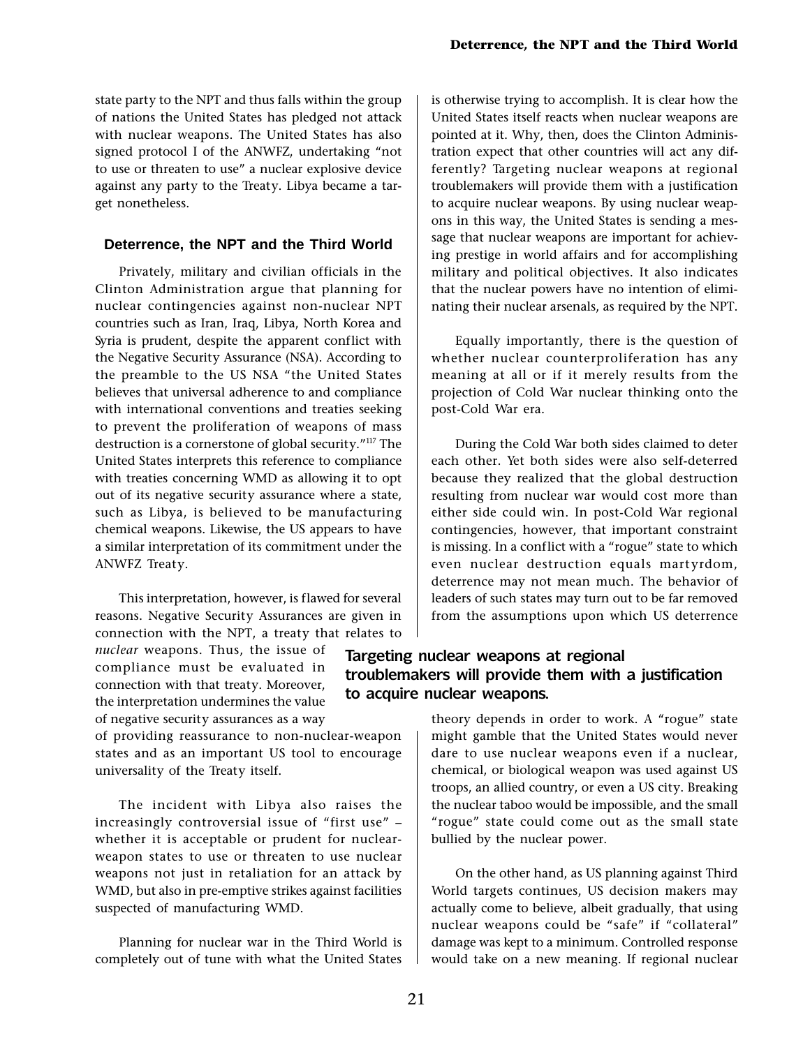state party to the NPT and thus falls within the group of nations the United States has pledged not attack with nuclear weapons. The United States has also signed protocol I of the ANWFZ, undertaking "not to use or threaten to use" a nuclear explosive device against any party to the Treaty. Libya became a target nonetheless.

## Deterrence, the NPT and the Third World

Privately, military and civilian officials in the Clinton Administration argue that planning for nuclear contingencies against non-nuclear NPT countries such as Iran, Iraq, Libya, North Korea and Syria is prudent, despite the apparent conflict with the Negative Security Assurance (NSA). According to the preamble to the US NSA "the United States believes that universal adherence to and compliance with international conventions and treaties seeking to prevent the proliferation of weapons of mass destruction is a cornerstone of global security."[117] The United States interprets this reference to compliance with treaties concerning WMD as allowing it to opt out of its negative security assurance where a state, such as Libya, is believed to be manufacturing chemical weapons. Likewise, the US appears to have a similar interpretation of its commitment under the ANWFZ Treaty.

This interpretation, however, is flawed for several reasons. Negative Security Assurances are given in connection with the NPT, a treaty that relates to *nuclear* weapons. Thus, the issue of compliance must be evaluated in connection with that treaty. Moreover, the interpretation undermines the value of negative security assurances as a way of providing reassurance to non-nuclear-weapon states and as an important US tool to encourage universality of the Treaty itself.

**Targeting nuclear weapons at regional troublemakers will provide them with a justification to acquire nuclear weapons.**

The incident with Libya also raises the increasingly controversial issue of "first use" – whether it is acceptable or prudent for nuclear-weapon states to use or threaten to use nuclear weapons not just in retaliation for an attack by WMD, but also in pre-emptive strikes against facilities suspected of manufacturing WMD.

Planning for nuclear war in the Third World is completely out of tune with what the United States is otherwise trying to accomplish. It is clear how the United States itself reacts when nuclear weapons are pointed at it. Why, then, does the Clinton Administration expect that other countries will act any differently? Targeting nuclear weapons at regional troublemakers will provide them with a justification to acquire nuclear weapons. By using nuclear weapons in this way, the United States is sending a message that nuclear weapons are important for achieving prestige in world affairs and for accomplishing military and political objectives. It also indicates that the nuclear powers have no intention of eliminating their nuclear arsenals, as required by the NPT.

Equally importantly, there is the question of whether nuclear counterproliferation has any meaning at all or if it merely results from the projection of Cold War nuclear thinking onto the post-Cold War era.

During the Cold War both sides claimed to deter each other. Yet both sides were also self-deterred because they realized that the global destruction resulting from nuclear war would cost more than either side could win. In post-Cold War regional contingencies, however, that important constraint is missing. In a conflict with a "rogue" state to which even nuclear destruction equals martyrdom, deterrence may not mean much. The behavior of leaders of such states may turn out to be far removed from the assumptions upon which US deterrence theory depends in order to work. A "rogue" state might gamble that the United States would never dare to use nuclear weapons even if a nuclear, chemical, or biological weapon was used against US troops, an allied country, or even a US city. Breaking the nuclear taboo would be impossible, and the small "rogue" state could come out as the small state bullied by the nuclear power.

On the other hand, as US planning against Third World targets continues, US decision makers may actually come to believe, albeit gradually, that using nuclear weapons could be "safe" if "collateral" damage was kept to a minimum. Controlled response would take on a new meaning. If regional nuclear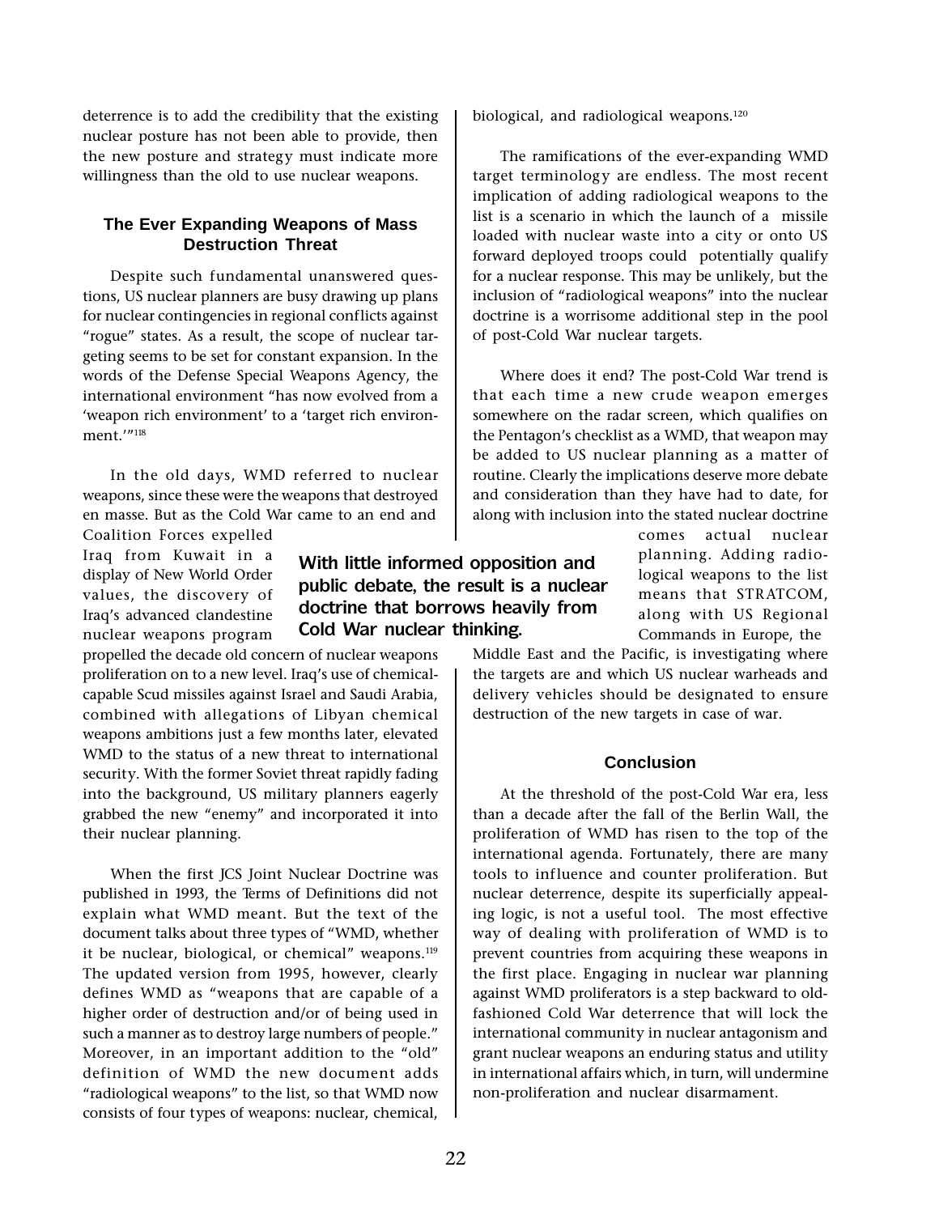deterrence is to add the credibility that the existing nuclear posture has not been able to provide, then the new posture and strategy must indicate more willingness than the old to use nuclear weapons.

### The Ever Expanding Weapons of Mass Destruction Threat

Despite such fundamental unanswered questions, US nuclear planners are busy drawing up plans for nuclear contingencies in regional conflicts against "rogue" states. As a result, the scope of nuclear targeting seems to be set for constant expansion. In the words of the Defense Special Weapons Agency, the international environment "has now evolved from a 'weapon rich environment' to a 'target rich environment.'"[118]

In the old days, WMD referred to nuclear weapons, since these were the weapons that destroyed en masse. But as the Cold War came to an end and Coalition Forces expelled Iraq from Kuwait in a display of New World Order values, the discovery of Iraq's advanced clandestine nuclear weapons program propelled the decade old concern of nuclear weapons proliferation on to a new level. Iraq's use of chemical-capable Scud missiles against Israel and Saudi Arabia, combined with allegations of Libyan chemical weapons ambitions just a few months later, elevated WMD to the status of a new threat to international security. With the former Soviet threat rapidly fading into the background, US military planners eagerly grabbed the new "enemy" and incorporated it into their nuclear planning.

**With little informed opposition and public debate, the result is a nuclear doctrine that borrows heavily from Cold War nuclear thinking.**

When the first JCS Joint Nuclear Doctrine was published in 1993, the Terms of Definitions did not explain what WMD meant. But the text of the document talks about three types of "WMD, whether it be nuclear, biological, or chemical" weapons.[119] The updated version from 1995, however, clearly defines WMD as "weapons that are capable of a higher order of destruction and/or of being used in such a manner as to destroy large numbers of people." Moreover, in an important addition to the "old" definition of WMD the new document adds "radiological weapons" to the list, so that WMD now consists of four types of weapons: nuclear, chemical, biological, and radiological weapons.[120]

The ramifications of the ever-expanding WMD target terminology are endless. The most recent implication of adding radiological weapons to the list is a scenario in which the launch of a missile loaded with nuclear waste into a city or onto US forward deployed troops could potentially qualify for a nuclear response. This may be unlikely, but the inclusion of "radiological weapons" into the nuclear doctrine is a worrisome additional step in the pool of post-Cold War nuclear targets.

Where does it end? The post-Cold War trend is that each time a new crude weapon emerges somewhere on the radar screen, which qualifies on the Pentagon's checklist as a WMD, that weapon may be added to US nuclear planning as a matter of routine. Clearly the implications deserve more debate and consideration than they have had to date, for along with inclusion into the stated nuclear doctrine comes actual nuclear planning. Adding radiological weapons to the list means that STRATCOM, along with US Regional Commands in Europe, the Middle East and the Pacific, is investigating where the targets are and which US nuclear warheads and delivery vehicles should be designated to ensure destruction of the new targets in case of war.

### Conclusion

At the threshold of the post-Cold War era, less than a decade after the fall of the Berlin Wall, the proliferation of WMD has risen to the top of the international agenda. Fortunately, there are many tools to influence and counter proliferation. But nuclear deterrence, despite its superficially appealing logic, is not a useful tool. The most effective way of dealing with proliferation of WMD is to prevent countries from acquiring these weapons in the first place. Engaging in nuclear war planning against WMD proliferators is a step backward to old-fashioned Cold War deterrence that will lock the international community in nuclear antagonism and grant nuclear weapons an enduring status and utility in international affairs which, in turn, will undermine non-proliferation and nuclear disarmament.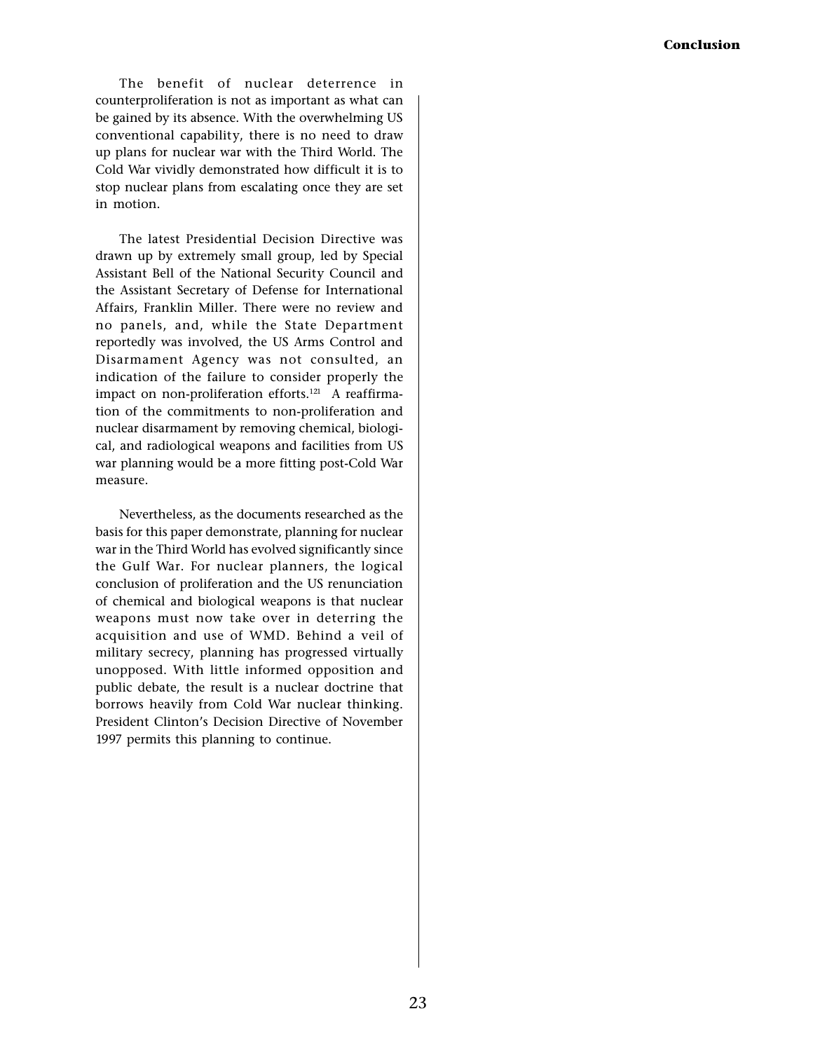The benefit of nuclear deterrence in counterproliferation is not as important as what can be gained by its absence. With the overwhelming US conventional capability, there is no need to draw up plans for nuclear war with the Third World. The Cold War vividly demonstrated how difficult it is to stop nuclear plans from escalating once they are set in motion.

The latest Presidential Decision Directive was drawn up by extremely small group, led by Special Assistant Bell of the National Security Council and the Assistant Secretary of Defense for International Affairs, Franklin Miller. There were no review and no panels, and, while the State Department reportedly was involved, the US Arms Control and Disarmament Agency was not consulted, an indication of the failure to consider properly the impact on non-proliferation efforts.[121] A reaffirmation of the commitments to non-proliferation and nuclear disarmament by removing chemical, biological, and radiological weapons and facilities from US war planning would be a more fitting post-Cold War measure.

Nevertheless, as the documents researched as the basis for this paper demonstrate, planning for nuclear war in the Third World has evolved significantly since the Gulf War. For nuclear planners, the logical conclusion of proliferation and the US renunciation of chemical and biological weapons is that nuclear weapons must now take over in deterring the acquisition and use of WMD. Behind a veil of military secrecy, planning has progressed virtually unopposed. With little informed opposition and public debate, the result is a nuclear doctrine that borrows heavily from Cold War nuclear thinking. President Clinton's Decision Directive of November 1997 permits this planning to continue.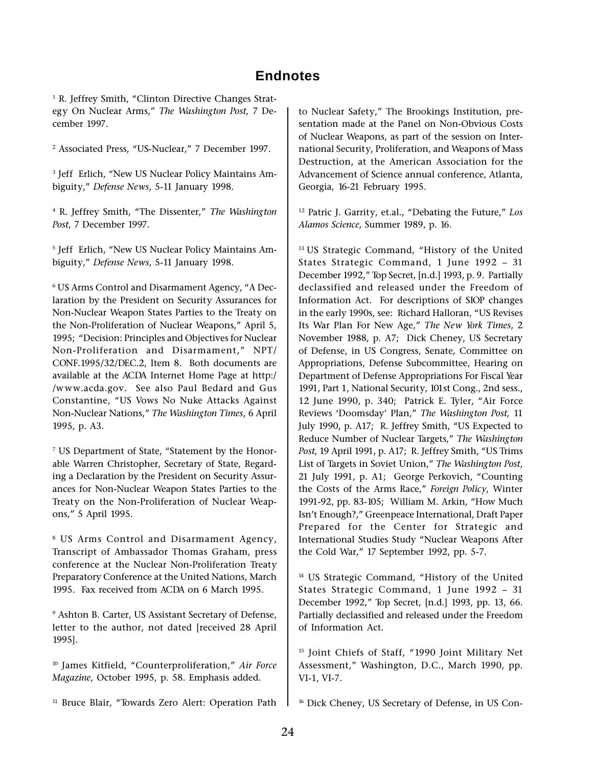## Endnotes

[1] R. Jeffrey Smith, "Clinton Directive Changes Strategy On Nuclear Arms," *The Washington Post*, 7 December 1997.

[2] Associated Press, "US-Nuclear," 7 December 1997.

[3] Jeff Erlich, "New US Nuclear Policy Maintains Ambiguity," *Defense News*, 5-11 January 1998.

[4] R. Jeffrey Smith, "The Dissenter," *The Washington Post*, 7 December 1997.

[5] Jeff Erlich, "New US Nuclear Policy Maintains Ambiguity," *Defense News*, 5-11 January 1998.

[6] US Arms Control and Disarmament Agency, "A Declaration by the President on Security Assurances for Non-Nuclear Weapon States Parties to the Treaty on the Non-Proliferation of Nuclear Weapons," April 5, 1995; "Decision: Principles and Objectives for Nuclear Non-Proliferation and Disarmament," NPT/CONF.1995/32/DEC.2, Item 8. Both documents are available at the ACDA Internet Home Page at http://www.acda.gov. See also Paul Bedard and Gus Constantine, "US Vows No Nuke Attacks Against Non-Nuclear Nations," *The Washington Times*, 6 April 1995, p. A3.

[7] US Department of State, "Statement by the Honorable Warren Christopher, Secretary of State, Regarding a Declaration by the President on Security Assurances for Non-Nuclear Weapon States Parties to the Treaty on the Non-Proliferation of Nuclear Weapons," 5 April 1995.

[8] US Arms Control and Disarmament Agency, Transcript of Ambassador Thomas Graham, press conference at the Nuclear Non-Proliferation Treaty Preparatory Conference at the United Nations, March 1995. Fax received from ACDA on 6 March 1995.

[9] Ashton B. Carter, US Assistant Secretary of Defense, letter to the author, not dated [received 28 April 1995].

[10] James Kitfield, "Counterproliferation," *Air Force Magazine*, October 1995, p. 58. Emphasis added.

[11] Bruce Blair, "Towards Zero Alert: Operation Path to Nuclear Safety," The Brookings Institution, presentation made at the Panel on Non-Obvious Costs of Nuclear Weapons, as part of the session on International Security, Proliferation, and Weapons of Mass Destruction, at the American Association for the Advancement of Science annual conference, Atlanta, Georgia, 16-21 February 1995.

[12] Patric J. Garrity, et.al., "Debating the Future," *Los Alamos Science*, Summer 1989, p. 16.

[13] US Strategic Command, "History of the United States Strategic Command, 1 June 1992 – 31 December 1992," Top Secret, [n.d.] 1993, p. 9. Partially declassified and released under the Freedom of Information Act. For descriptions of SIOP changes in the early 1990s, see: Richard Halloran, "US Revises Its War Plan For New Age," *The New York Times*, 2 November 1988, p. A7; Dick Cheney, US Secretary of Defense, in US Congress, Senate, Committee on Appropriations, Defense Subcommittee, Hearing on Department of Defense Appropriations For Fiscal Year 1991, Part 1, National Security, 101st Cong., 2nd sess., 12 June 1990, p. 340; Patrick E. Tyler, "Air Force Reviews 'Doomsday' Plan," *The Washington Post*, 11 July 1990, p. A17; R. Jeffrey Smith, "US Expected to Reduce Number of Nuclear Targets," *The Washington Post*, 19 April 1991, p. A17; R. Jeffrey Smith, "US Trims List of Targets in Soviet Union," *The Washington Post*, 21 July 1991, p. A1; George Perkovich, "Counting the Costs of the Arms Race," *Foreign Policy*, Winter 1991-92, pp. 83-105; William M. Arkin, "How Much Isn't Enough?," Greenpeace International, Draft Paper Prepared for the Center for Strategic and International Studies Study "Nuclear Weapons After the Cold War," 17 September 1992, pp. 5-7.

[14] US Strategic Command, "History of the United States Strategic Command, 1 June 1992 – 31 December 1992," Top Secret, [n.d.] 1993, pp. 13, 66. Partially declassified and released under the Freedom of Information Act.

[15] Joint Chiefs of Staff, "1990 Joint Military Net Assessment," Washington, D.C., March 1990, pp. VI-1, VI-7.

[16] Dick Cheney, US Secretary of Defense, in US Con-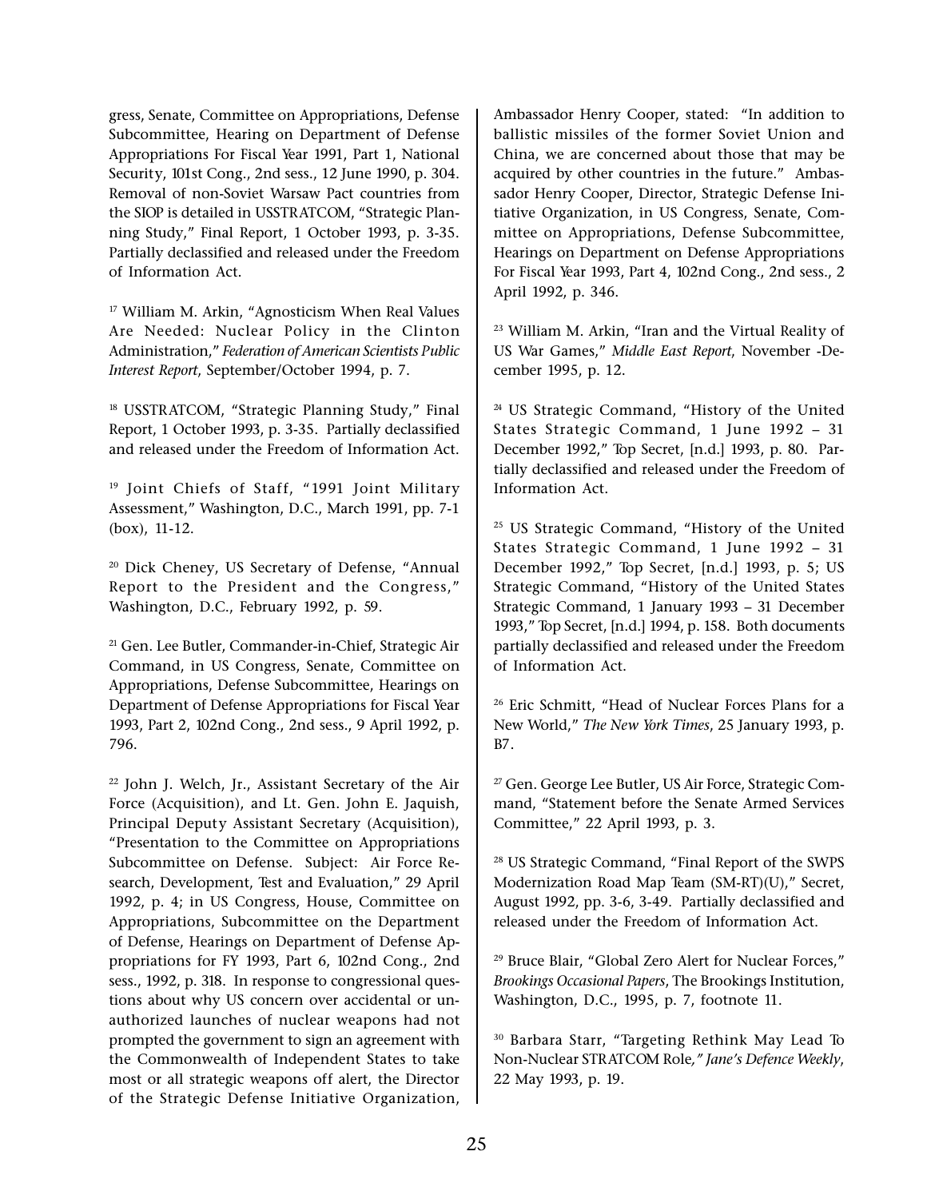gress, Senate, Committee on Appropriations, Defense Subcommittee, Hearing on Department of Defense Appropriations For Fiscal Year 1991, Part 1, National Security, 101st Cong., 2nd sess., 12 June 1990, p. 304. Removal of non-Soviet Warsaw Pact countries from the SIOP is detailed in USSTRATCOM, "Strategic Planning Study," Final Report, 1 October 1993, p. 3-35. Partially declassified and released under the Freedom of Information Act.

[17] William M. Arkin, "Agnosticism When Real Values Are Needed: Nuclear Policy in the Clinton Administration," *Federation of American Scientists Public Interest Report*, September/October 1994, p. 7.

[18] USSTRATCOM, "Strategic Planning Study," Final Report, 1 October 1993, p. 3-35. Partially declassified and released under the Freedom of Information Act.

[19] Joint Chiefs of Staff, "1991 Joint Military Assessment," Washington, D.C., March 1991, pp. 7-1 (box), 11-12.

[20] Dick Cheney, US Secretary of Defense, "Annual Report to the President and the Congress," Washington, D.C., February 1992, p. 59.

[21] Gen. Lee Butler, Commander-in-Chief, Strategic Air Command, in US Congress, Senate, Committee on Appropriations, Defense Subcommittee, Hearings on Department of Defense Appropriations for Fiscal Year 1993, Part 2, 102nd Cong., 2nd sess., 9 April 1992, p. 796.

[22] John J. Welch, Jr., Assistant Secretary of the Air Force (Acquisition), and Lt. Gen. John E. Jaquish, Principal Deputy Assistant Secretary (Acquisition), "Presentation to the Committee on Appropriations Subcommittee on Defense. Subject: Air Force Research, Development, Test and Evaluation," 29 April 1992, p. 4; in US Congress, House, Committee on Appropriations, Subcommittee on the Department of Defense, Hearings on Department of Defense Appropriations for FY 1993, Part 6, 102nd Cong., 2nd sess., 1992, p. 318. In response to congressional questions about why US concern over accidental or unauthorized launches of nuclear weapons had not prompted the government to sign an agreement with the Commonwealth of Independent States to take most or all strategic weapons off alert, the Director of the Strategic Defense Initiative Organization, Ambassador Henry Cooper, stated: "In addition to ballistic missiles of the former Soviet Union and China, we are concerned about those that may be acquired by other countries in the future." Ambassador Henry Cooper, Director, Strategic Defense Initiative Organization, in US Congress, Senate, Committee on Appropriations, Defense Subcommittee, Hearings on Department on Defense Appropriations For Fiscal Year 1993, Part 4, 102nd Cong., 2nd sess., 2 April 1992, p. 346.

[23] William M. Arkin, "Iran and the Virtual Reality of US War Games," *Middle East Report*, November -December 1995, p. 12.

[24] US Strategic Command, "History of the United States Strategic Command, 1 June 1992 – 31 December 1992," Top Secret, [n.d.] 1993, p. 80. Partially declassified and released under the Freedom of Information Act.

[25] US Strategic Command, "History of the United States Strategic Command, 1 June 1992 – 31 December 1992," Top Secret, [n.d.] 1993, p. 5; US Strategic Command, "History of the United States Strategic Command, 1 January 1993 – 31 December 1993," Top Secret, [n.d.] 1994, p. 158. Both documents partially declassified and released under the Freedom of Information Act.

[26] Eric Schmitt, "Head of Nuclear Forces Plans for a New World," *The New York Times*, 25 January 1993, p. B7.

[27] Gen. George Lee Butler, US Air Force, Strategic Command, "Statement before the Senate Armed Services Committee," 22 April 1993, p. 3.

[28] US Strategic Command, "Final Report of the SWPS Modernization Road Map Team (SM-RT)(U)," Secret, August 1992, pp. 3-6, 3-49. Partially declassified and released under the Freedom of Information Act.

[29] Bruce Blair, "Global Zero Alert for Nuclear Forces," *Brookings Occasional Papers*, The Brookings Institution, Washington, D.C., 1995, p. 7, footnote 11.

[30] Barbara Starr, "Targeting Rethink May Lead To Non-Nuclear STRATCOM Role," *Jane's Defence Weekly*, 22 May 1993, p. 19.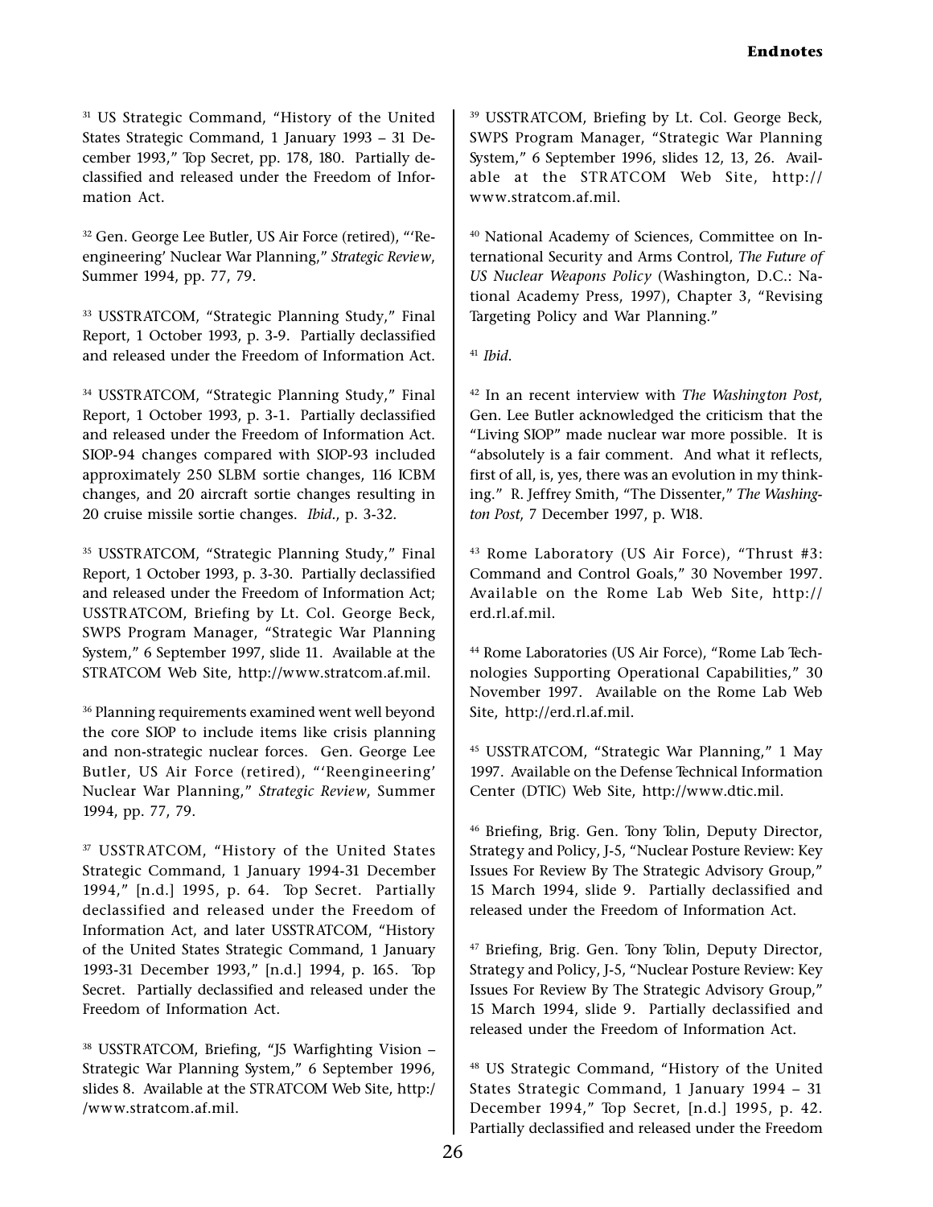[31] US Strategic Command, "History of the United States Strategic Command, 1 January 1993 – 31 December 1993," Top Secret, pp. 178, 180. Partially declassified and released under the Freedom of Information Act.

[32] Gen. George Lee Butler, US Air Force (retired), "'Reengineering' Nuclear War Planning," *Strategic Review*, Summer 1994, pp. 77, 79.

[33] USSTRATCOM, "Strategic Planning Study," Final Report, 1 October 1993, p. 3-9. Partially declassified and released under the Freedom of Information Act.

[34] USSTRATCOM, "Strategic Planning Study," Final Report, 1 October 1993, p. 3-1. Partially declassified and released under the Freedom of Information Act. SIOP-94 changes compared with SIOP-93 included approximately 250 SLBM sortie changes, 116 ICBM changes, and 20 aircraft sortie changes resulting in 20 cruise missile sortie changes. *Ibid*., p. 3-32.

[35] USSTRATCOM, "Strategic Planning Study," Final Report, 1 October 1993, p. 3-30. Partially declassified and released under the Freedom of Information Act; USSTRATCOM, Briefing by Lt. Col. George Beck, SWPS Program Manager, "Strategic War Planning System," 6 September 1997, slide 11. Available at the STRATCOM Web Site, http://www.stratcom.af.mil.

[36] Planning requirements examined went well beyond the core SIOP to include items like crisis planning and non-strategic nuclear forces. Gen. George Lee Butler, US Air Force (retired), "'Reengineering' Nuclear War Planning," *Strategic Review*, Summer 1994, pp. 77, 79.

[37] USSTRATCOM, "History of the United States Strategic Command, 1 January 1994-31 December 1994," [n.d.] 1995, p. 64. Top Secret. Partially declassified and released under the Freedom of Information Act, and later USSTRATCOM, "History of the United States Strategic Command, 1 January 1993-31 December 1993," [n.d.] 1994, p. 165. Top Secret. Partially declassified and released under the Freedom of Information Act.

[38] USSTRATCOM, Briefing, "J5 Warfighting Vision – Strategic War Planning System," 6 September 1996, slides 8. Available at the STRATCOM Web Site, http://www.stratcom.af.mil.

[39] USSTRATCOM, Briefing by Lt. Col. George Beck, SWPS Program Manager, "Strategic War Planning System," 6 September 1996, slides 12, 13, 26. Available at the STRATCOM Web Site, http://www.stratcom.af.mil.

[40] National Academy of Sciences, Committee on International Security and Arms Control, *The Future of US Nuclear Weapons Policy* (Washington, D.C.: National Academy Press, 1997), Chapter 3, "Revising Targeting Policy and War Planning."

[41] *Ibid*.

[42] In an recent interview with *The Washington Post*, Gen. Lee Butler acknowledged the criticism that the "Living SIOP" made nuclear war more possible. It is "absolutely is a fair comment. And what it reflects, first of all, is, yes, there was an evolution in my thinking." R. Jeffrey Smith, "The Dissenter," *The Washington Post*, 7 December 1997, p. W18.

[43] Rome Laboratory (US Air Force), "Thrust #3: Command and Control Goals," 30 November 1997. Available on the Rome Lab Web Site, http://erd.rl.af.mil.

[44] Rome Laboratories (US Air Force), "Rome Lab Technologies Supporting Operational Capabilities," 30 November 1997. Available on the Rome Lab Web Site, http://erd.rl.af.mil.

[45] USSTRATCOM, "Strategic War Planning," 1 May 1997. Available on the Defense Technical Information Center (DTIC) Web Site, http://www.dtic.mil.

[46] Briefing, Brig. Gen. Tony Tolin, Deputy Director, Strategy and Policy, J-5, "Nuclear Posture Review: Key Issues For Review By The Strategic Advisory Group," 15 March 1994, slide 9. Partially declassified and released under the Freedom of Information Act.

[47] Briefing, Brig. Gen. Tony Tolin, Deputy Director, Strategy and Policy, J-5, "Nuclear Posture Review: Key Issues For Review By The Strategic Advisory Group," 15 March 1994, slide 9. Partially declassified and released under the Freedom of Information Act.

[48] US Strategic Command, "History of the United States Strategic Command, 1 January 1994 – 31 December 1994," Top Secret, [n.d.] 1995, p. 42. Partially declassified and released under the Freedom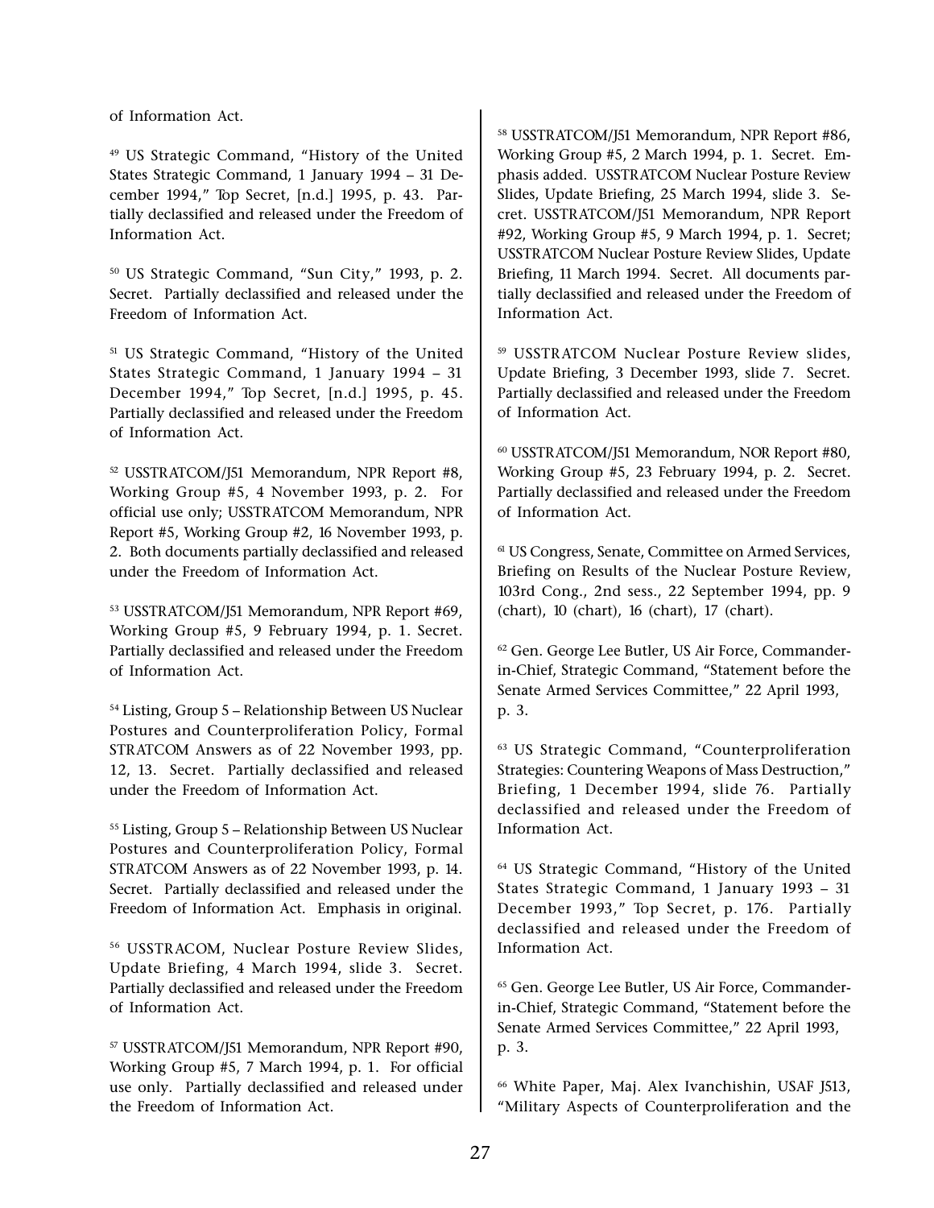of Information Act.

[49] US Strategic Command, "History of the United States Strategic Command, 1 January 1994 – 31 December 1994," Top Secret, [n.d.] 1995, p. 43. Partially declassified and released under the Freedom of Information Act.

[50] US Strategic Command, "Sun City," 1993, p. 2. Secret. Partially declassified and released under the Freedom of Information Act.

[51] US Strategic Command, "History of the United States Strategic Command, 1 January 1994 – 31 December 1994," Top Secret, [n.d.] 1995, p. 45. Partially declassified and released under the Freedom of Information Act.

[52] USSTRATCOM/J51 Memorandum, NPR Report #8, Working Group #5, 4 November 1993, p. 2. For official use only; USSTRATCOM Memorandum, NPR Report #5, Working Group #2, 16 November 1993, p. 2. Both documents partially declassified and released under the Freedom of Information Act.

[53] USSTRATCOM/J51 Memorandum, NPR Report #69, Working Group #5, 9 February 1994, p. 1. Secret. Partially declassified and released under the Freedom of Information Act.

[54] Listing, Group 5 – Relationship Between US Nuclear Postures and Counterproliferation Policy, Formal STRATCOM Answers as of 22 November 1993, pp. 12, 13. Secret. Partially declassified and released under the Freedom of Information Act.

[55] Listing, Group 5 – Relationship Between US Nuclear Postures and Counterproliferation Policy, Formal STRATCOM Answers as of 22 November 1993, p. 14. Secret. Partially declassified and released under the Freedom of Information Act. Emphasis in original.

[56] USSTRACOM, Nuclear Posture Review Slides, Update Briefing, 4 March 1994, slide 3. Secret. Partially declassified and released under the Freedom of Information Act.

[57] USSTRATCOM/J51 Memorandum, NPR Report #90, Working Group #5, 7 March 1994, p. 1. For official use only. Partially declassified and released under the Freedom of Information Act.

[58] USSTRATCOM/J51 Memorandum, NPR Report #86, Working Group #5, 2 March 1994, p. 1. Secret. Emphasis added. USSTRATCOM Nuclear Posture Review Slides, Update Briefing, 25 March 1994, slide 3. Secret. USSTRATCOM/J51 Memorandum, NPR Report #92, Working Group #5, 9 March 1994, p. 1. Secret; USSTRATCOM Nuclear Posture Review Slides, Update Briefing, 11 March 1994. Secret. All documents partially declassified and released under the Freedom of Information Act.

[59] USSTRATCOM Nuclear Posture Review slides, Update Briefing, 3 December 1993, slide 7. Secret. Partially declassified and released under the Freedom of Information Act.

[60] USSTRATCOM/J51 Memorandum, NOR Report #80, Working Group #5, 23 February 1994, p. 2. Secret. Partially declassified and released under the Freedom of Information Act.

[61] US Congress, Senate, Committee on Armed Services, Briefing on Results of the Nuclear Posture Review, 103rd Cong., 2nd sess., 22 September 1994, pp. 9 (chart), 10 (chart), 16 (chart), 17 (chart).

[62] Gen. George Lee Butler, US Air Force, Commander-in-Chief, Strategic Command, "Statement before the Senate Armed Services Committee," 22 April 1993, p. 3.

[63] US Strategic Command, "Counterproliferation Strategies: Countering Weapons of Mass Destruction," Briefing, 1 December 1994, slide 76. Partially declassified and released under the Freedom of Information Act.

[64] US Strategic Command, "History of the United States Strategic Command, 1 January 1993 – 31 December 1993," Top Secret, p. 176. Partially declassified and released under the Freedom of Information Act.

[65] Gen. George Lee Butler, US Air Force, Commander-in-Chief, Strategic Command, "Statement before the Senate Armed Services Committee," 22 April 1993, p. 3.

[66] White Paper, Maj. Alex Ivanchishin, USAF J513, "Military Aspects of Counterproliferation and the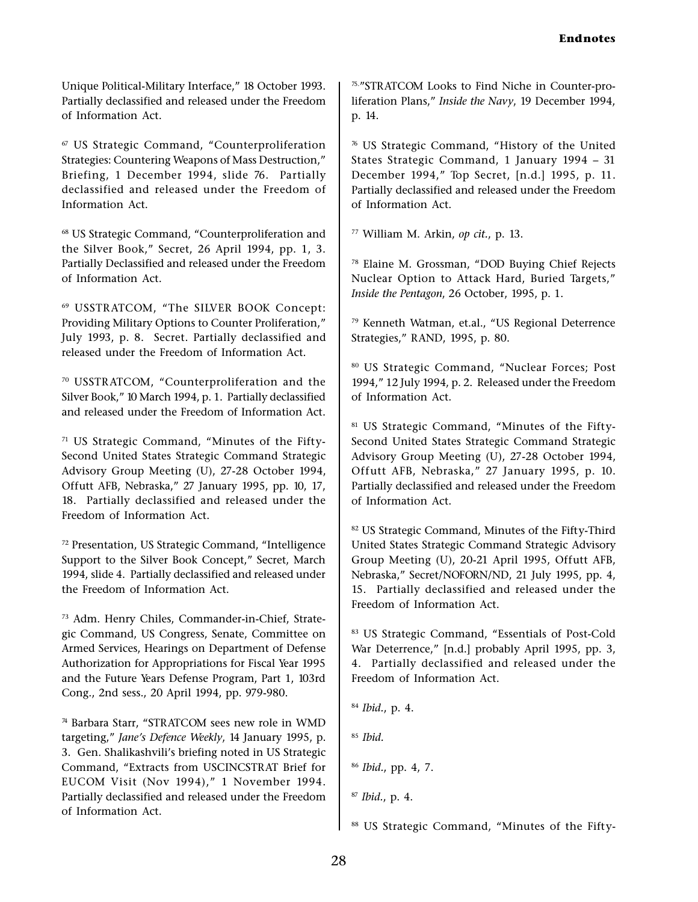Unique Political-Military Interface," 18 October 1993. Partially declassified and released under the Freedom of Information Act.

[67] US Strategic Command, "Counterproliferation Strategies: Countering Weapons of Mass Destruction," Briefing, 1 December 1994, slide 76. Partially declassified and released under the Freedom of Information Act.

[68] US Strategic Command, "Counterproliferation and the Silver Book," Secret, 26 April 1994, pp. 1, 3. Partially Declassified and released under the Freedom of Information Act.

[69] USSTRATCOM, "The SILVER BOOK Concept: Providing Military Options to Counter Proliferation," July 1993, p. 8. Secret. Partially declassified and released under the Freedom of Information Act.

[70] USSTRATCOM, "Counterproliferation and the Silver Book," 10 March 1994, p. 1. Partially declassified and released under the Freedom of Information Act.

[71] US Strategic Command, "Minutes of the Fifty-Second United States Strategic Command Strategic Advisory Group Meeting (U), 27-28 October 1994, Offutt AFB, Nebraska," 27 January 1995, pp. 10, 17, 18. Partially declassified and released under the Freedom of Information Act.

[72] Presentation, US Strategic Command, "Intelligence Support to the Silver Book Concept," Secret, March 1994, slide 4. Partially declassified and released under the Freedom of Information Act.

[73] Adm. Henry Chiles, Commander-in-Chief, Strategic Command, US Congress, Senate, Committee on Armed Services, Hearings on Department of Defense Authorization for Appropriations for Fiscal Year 1995 and the Future Years Defense Program, Part 1, 103rd Cong., 2nd sess., 20 April 1994, pp. 979-980.

[74] Barbara Starr, "STRATCOM sees new role in WMD targeting," *Jane's Defence Weekly*, 14 January 1995, p. 3. Gen. Shalikashvili's briefing noted in US Strategic Command, "Extracts from USCINCSTRAT Brief for EUCOM Visit (Nov 1994)," 1 November 1994. Partially declassified and released under the Freedom of Information Act.

[75] "STRATCOM Looks to Find Niche in Counter-proliferation Plans," *Inside the Navy*, 19 December 1994, p. 14.

[76] US Strategic Command, "History of the United States Strategic Command, 1 January 1994 – 31 December 1994," Top Secret, [n.d.] 1995, p. 11. Partially declassified and released under the Freedom of Information Act.

[77] William M. Arkin, *op cit.*, p. 13.

[78] Elaine M. Grossman, "DOD Buying Chief Rejects Nuclear Option to Attack Hard, Buried Targets," *Inside the Pentagon*, 26 October, 1995, p. 1.

[79] Kenneth Watman, et.al., "US Regional Deterrence Strategies," RAND, 1995, p. 80.

[80] US Strategic Command, "Nuclear Forces; Post 1994," 12 July 1994, p. 2. Released under the Freedom of Information Act.

[81] US Strategic Command, "Minutes of the Fifty-Second United States Strategic Command Strategic Advisory Group Meeting (U), 27-28 October 1994, Offutt AFB, Nebraska," 27 January 1995, p. 10. Partially declassified and released under the Freedom of Information Act.

[82] US Strategic Command, Minutes of the Fifty-Third United States Strategic Command Strategic Advisory Group Meeting (U), 20-21 April 1995, Offutt AFB, Nebraska," Secret/NOFORN/ND, 21 July 1995, pp. 4, 15. Partially declassified and released under the Freedom of Information Act.

[83] US Strategic Command, "Essentials of Post-Cold War Deterrence," [n.d.] probably April 1995, pp. 3, 4. Partially declassified and released under the Freedom of Information Act.

[84] *Ibid.*, p. 4.

[85] *Ibid.*

[86] *Ibid.*, pp. 4, 7.

[87] *Ibid.*, p. 4.

[88] US Strategic Command, "Minutes of the Fifty-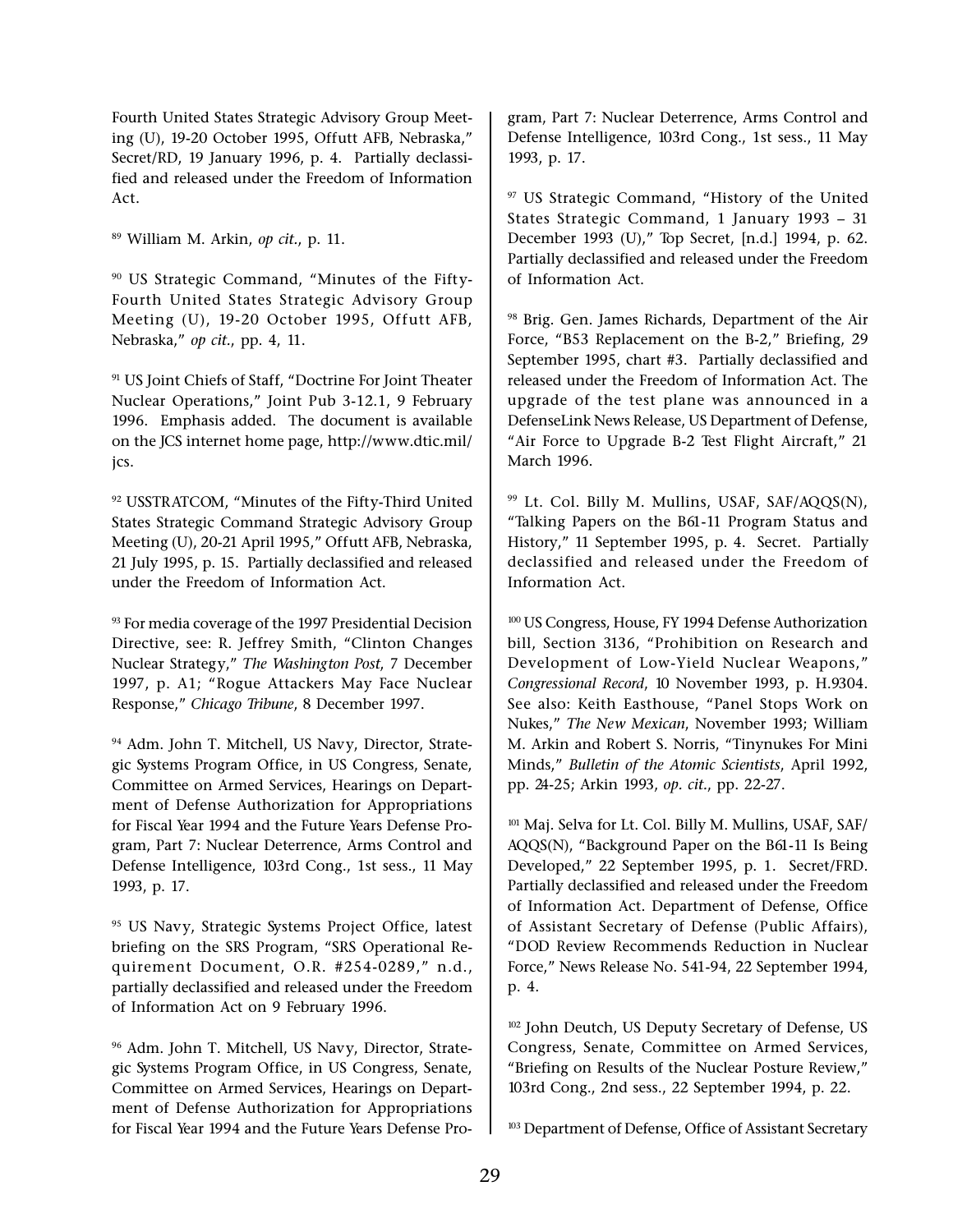Fourth United States Strategic Advisory Group Meeting (U), 19-20 October 1995, Offutt AFB, Nebraska," Secret/RD, 19 January 1996, p. 4. Partially declassified and released under the Freedom of Information Act.

[89] William M. Arkin, *op cit.*, p. 11.

[90] US Strategic Command, "Minutes of the Fifty-Fourth United States Strategic Advisory Group Meeting (U), 19-20 October 1995, Offutt AFB, Nebraska," *op cit.*, pp. 4, 11.

[91] US Joint Chiefs of Staff, "Doctrine For Joint Theater Nuclear Operations," Joint Pub 3-12.1, 9 February 1996. Emphasis added. The document is available on the JCS internet home page, http://www.dtic.mil/jcs.

[92] USSTRATCOM, "Minutes of the Fifty-Third United States Strategic Command Strategic Advisory Group Meeting (U), 20-21 April 1995," Offutt AFB, Nebraska, 21 July 1995, p. 15. Partially declassified and released under the Freedom of Information Act.

[93] For media coverage of the 1997 Presidential Decision Directive, see: R. Jeffrey Smith, "Clinton Changes Nuclear Strategy," *The Washington Post*, 7 December 1997, p. A1; "Rogue Attackers May Face Nuclear Response," *Chicago Tribune*, 8 December 1997.

[94] Adm. John T. Mitchell, US Navy, Director, Strategic Systems Program Office, in US Congress, Senate, Committee on Armed Services, Hearings on Department of Defense Authorization for Appropriations for Fiscal Year 1994 and the Future Years Defense Program, Part 7: Nuclear Deterrence, Arms Control and Defense Intelligence, 103rd Cong., 1st sess., 11 May 1993, p. 17.

[95] US Navy, Strategic Systems Project Office, latest briefing on the SRS Program, "SRS Operational Requirement Document, O.R. #254-0289," n.d., partially declassified and released under the Freedom of Information Act on 9 February 1996.

[96] Adm. John T. Mitchell, US Navy, Director, Strategic Systems Program Office, in US Congress, Senate, Committee on Armed Services, Hearings on Department of Defense Authorization for Appropriations for Fiscal Year 1994 and the Future Years Defense Program, Part 7: Nuclear Deterrence, Arms Control and Defense Intelligence, 103rd Cong., 1st sess., 11 May 1993, p. 17.

[97] US Strategic Command, "History of the United States Strategic Command, 1 January 1993 – 31 December 1993 (U)," Top Secret, [n.d.] 1994, p. 62. Partially declassified and released under the Freedom of Information Act.

[98] Brig. Gen. James Richards, Department of the Air Force, "B53 Replacement on the B-2," Briefing, 29 September 1995, chart #3. Partially declassified and released under the Freedom of Information Act. The upgrade of the test plane was announced in a DefenseLink News Release, US Department of Defense, "Air Force to Upgrade B-2 Test Flight Aircraft," 21 March 1996.

[99] Lt. Col. Billy M. Mullins, USAF, SAF/AQQS(N), "Talking Papers on the B61-11 Program Status and History," 11 September 1995, p. 4. Secret. Partially declassified and released under the Freedom of Information Act.

[100] US Congress, House, FY 1994 Defense Authorization bill, Section 3136, "Prohibition on Research and Development of Low-Yield Nuclear Weapons," *Congressional Record*, 10 November 1993, p. H.9304. See also: Keith Easthouse, "Panel Stops Work on Nukes," *The New Mexican*, November 1993; William M. Arkin and Robert S. Norris, "Tinynukes For Mini Minds," *Bulletin of the Atomic Scientists*, April 1992, pp. 24-25; Arkin 1993, *op. cit.*, pp. 22-27.

[101] Maj. Selva for Lt. Col. Billy M. Mullins, USAF, SAF/AQQS(N), "Background Paper on the B61-11 Is Being Developed," 22 September 1995, p. 1. Secret/FRD. Partially declassified and released under the Freedom of Information Act. Department of Defense, Office of Assistant Secretary of Defense (Public Affairs), "DOD Review Recommends Reduction in Nuclear Force," News Release No. 541-94, 22 September 1994, p. 4.

[102] John Deutch, US Deputy Secretary of Defense, US Congress, Senate, Committee on Armed Services, "Briefing on Results of the Nuclear Posture Review," 103rd Cong., 2nd sess., 22 September 1994, p. 22.

[103] Department of Defense, Office of Assistant Secretary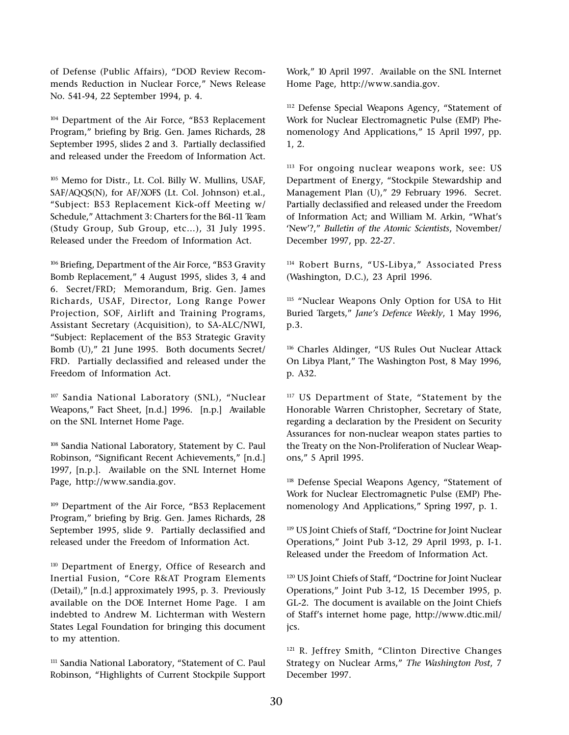of Defense (Public Affairs), "DOD Review Recommends Reduction in Nuclear Force," News Release No. 541-94, 22 September 1994, p. 4.

[104] Department of the Air Force, "B53 Replacement Program," briefing by Brig. Gen. James Richards, 28 September 1995, slides 2 and 3. Partially declassified and released under the Freedom of Information Act.

[105] Memo for Distr., Lt. Col. Billy W. Mullins, USAF, SAF/AQQS(N), for AF/XOFS (Lt. Col. Johnson) et.al., "Subject: B53 Replacement Kick-off Meeting w/ Schedule," Attachment 3: Charters for the B61-11 Team (Study Group, Sub Group, etc...), 31 July 1995. Released under the Freedom of Information Act.

[106] Briefing, Department of the Air Force, "B53 Gravity Bomb Replacement," 4 August 1995, slides 3, 4 and 6. Secret/FRD; Memorandum, Brig. Gen. James Richards, USAF, Director, Long Range Power Projection, SOF, Airlift and Training Programs, Assistant Secretary (Acquisition), to SA-ALC/NWI, "Subject: Replacement of the B53 Strategic Gravity Bomb (U)," 21 June 1995. Both documents Secret/FRD. Partially declassified and released under the Freedom of Information Act.

[107] Sandia National Laboratory (SNL), "Nuclear Weapons," Fact Sheet, [n.d.] 1996. [n.p.] Available on the SNL Internet Home Page.

[108] Sandia National Laboratory, Statement by C. Paul Robinson, "Significant Recent Achievements," [n.d.] 1997, [n.p.]. Available on the SNL Internet Home Page, http://www.sandia.gov.

[109] Department of the Air Force, "B53 Replacement Program," briefing by Brig. Gen. James Richards, 28 September 1995, slide 9. Partially declassified and released under the Freedom of Information Act.

[110] Department of Energy, Office of Research and Inertial Fusion, "Core R&AT Program Elements (Detail)," [n.d.] approximately 1995, p. 3. Previously available on the DOE Internet Home Page. I am indebted to Andrew M. Lichterman with Western States Legal Foundation for bringing this document to my attention.

[111] Sandia National Laboratory, "Statement of C. Paul Robinson, "Highlights of Current Stockpile Support Work," 10 April 1997. Available on the SNL Internet Home Page, http://www.sandia.gov.

[112] Defense Special Weapons Agency, "Statement of Work for Nuclear Electromagnetic Pulse (EMP) Phenomenology And Applications," 15 April 1997, pp. 1, 2.

[113] For ongoing nuclear weapons work, see: US Department of Energy, "Stockpile Stewardship and Management Plan (U)," 29 February 1996. Secret. Partially declassified and released under the Freedom of Information Act; and William M. Arkin, "What's 'New'?," *Bulletin of the Atomic Scientists*, November/December 1997, pp. 22-27.

[114] Robert Burns, "US-Libya," Associated Press (Washington, D.C.), 23 April 1996.

[115] "Nuclear Weapons Only Option for USA to Hit Buried Targets," *Jane's Defence Weekly*, 1 May 1996, p.3.

[116] Charles Aldinger, "US Rules Out Nuclear Attack On Libya Plant," The Washington Post, 8 May 1996, p. A32.

[117] US Department of State, "Statement by the Honorable Warren Christopher, Secretary of State, regarding a declaration by the President on Security Assurances for non-nuclear weapon states parties to the Treaty on the Non-Proliferation of Nuclear Weapons," 5 April 1995.

[118] Defense Special Weapons Agency, "Statement of Work for Nuclear Electromagnetic Pulse (EMP) Phenomenology And Applications," Spring 1997, p. 1.

[119] US Joint Chiefs of Staff, "Doctrine for Joint Nuclear Operations," Joint Pub 3-12, 29 April 1993, p. I-1. Released under the Freedom of Information Act.

[120] US Joint Chiefs of Staff, "Doctrine for Joint Nuclear Operations," Joint Pub 3-12, 15 December 1995, p. GL-2. The document is available on the Joint Chiefs of Staff's internet home page, http://www.dtic.mil/jcs.

[121] R. Jeffrey Smith, "Clinton Directive Changes Strategy on Nuclear Arms," *The Washington Post*, 7 December 1997.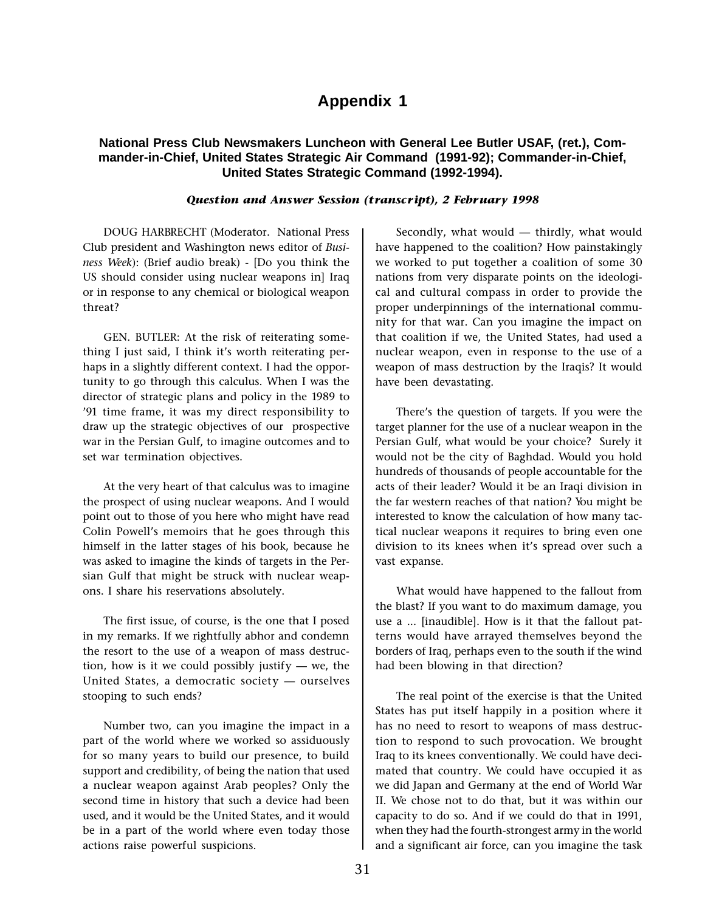# Appendix 1

### National Press Club Newsmakers Luncheon with General Lee Butler USAF, (ret.), Commander-in-Chief, United States Strategic Air Command (1991-92); Commander-in-Chief, United States Strategic Command (1992-1994).

***Question and Answer Session (transcript), 2 February 1998***

DOUG HARBRECHT (Moderator. National Press Club president and Washington news editor of *Business Week*): (Brief audio break) - [Do you think the US should consider using nuclear weapons in] Iraq or in response to any chemical or biological weapon threat?

GEN. BUTLER: At the risk of reiterating something I just said, I think it's worth reiterating perhaps in a slightly different context. I had the opportunity to go through this calculus. When I was the director of strategic plans and policy in the 1989 to '91 time frame, it was my direct responsibility to draw up the strategic objectives of our prospective war in the Persian Gulf, to imagine outcomes and to set war termination objectives.

At the very heart of that calculus was to imagine the prospect of using nuclear weapons. And I would point out to those of you here who might have read Colin Powell's memoirs that he goes through this himself in the latter stages of his book, because he was asked to imagine the kinds of targets in the Persian Gulf that might be struck with nuclear weapons. I share his reservations absolutely.

The first issue, of course, is the one that I posed in my remarks. If we rightfully abhor and condemn the resort to the use of a weapon of mass destruction, how is it we could possibly justify — we, the United States, a democratic society — ourselves stooping to such ends?

Number two, can you imagine the impact in a part of the world where we worked so assiduously for so many years to build our presence, to build support and credibility, of being the nation that used a nuclear weapon against Arab peoples? Only the second time in history that such a device had been used, and it would be the United States, and it would be in a part of the world where even today those actions raise powerful suspicions.

Secondly, what would — thirdly, what would have happened to the coalition? How painstakingly we worked to put together a coalition of some 30 nations from very disparate points on the ideological and cultural compass in order to provide the proper underpinnings of the international community for that war. Can you imagine the impact on that coalition if we, the United States, had used a nuclear weapon, even in response to the use of a weapon of mass destruction by the Iraqis? It would have been devastating.

There's the question of targets. If you were the target planner for the use of a nuclear weapon in the Persian Gulf, what would be your choice? Surely it would not be the city of Baghdad. Would you hold hundreds of thousands of people accountable for the acts of their leader? Would it be an Iraqi division in the far western reaches of that nation? You might be interested to know the calculation of how many tactical nuclear weapons it requires to bring even one division to its knees when it's spread over such a vast expanse.

What would have happened to the fallout from the blast? If you want to do maximum damage, you use a ... [inaudible]. How is it that the fallout patterns would have arrayed themselves beyond the borders of Iraq, perhaps even to the south if the wind had been blowing in that direction?

The real point of the exercise is that the United States has put itself happily in a position where it has no need to resort to weapons of mass destruction to respond to such provocation. We brought Iraq to its knees conventionally. We could have decimated that country. We could have occupied it as we did Japan and Germany at the end of World War II. We chose not to do that, but it was within our capacity to do so. And if we could do that in 1991, when they had the fourth-strongest army in the world and a significant air force, can you imagine the task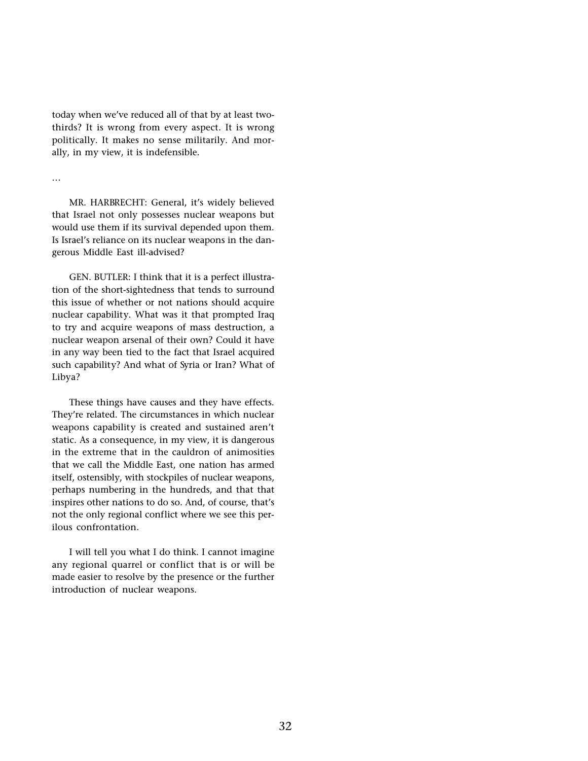today when we've reduced all of that by at least two-thirds? It is wrong from every aspect. It is wrong politically. It makes no sense militarily. And morally, in my view, it is indefensible.

…

MR. HARBRECHT: General, it's widely believed that Israel not only possesses nuclear weapons but would use them if its survival depended upon them. Is Israel's reliance on its nuclear weapons in the dangerous Middle East ill-advised?

GEN. BUTLER: I think that it is a perfect illustration of the short-sightedness that tends to surround this issue of whether or not nations should acquire nuclear capability. What was it that prompted Iraq to try and acquire weapons of mass destruction, a nuclear weapon arsenal of their own? Could it have in any way been tied to the fact that Israel acquired such capability? And what of Syria or Iran? What of Libya?

These things have causes and they have effects. They're related. The circumstances in which nuclear weapons capability is created and sustained aren't static. As a consequence, in my view, it is dangerous in the extreme that in the cauldron of animosities that we call the Middle East, one nation has armed itself, ostensibly, with stockpiles of nuclear weapons, perhaps numbering in the hundreds, and that that inspires other nations to do so. And, of course, that's not the only regional conflict where we see this perilous confrontation.

I will tell you what I do think. I cannot imagine any regional quarrel or conflict that is or will be made easier to resolve by the presence or the further introduction of nuclear weapons.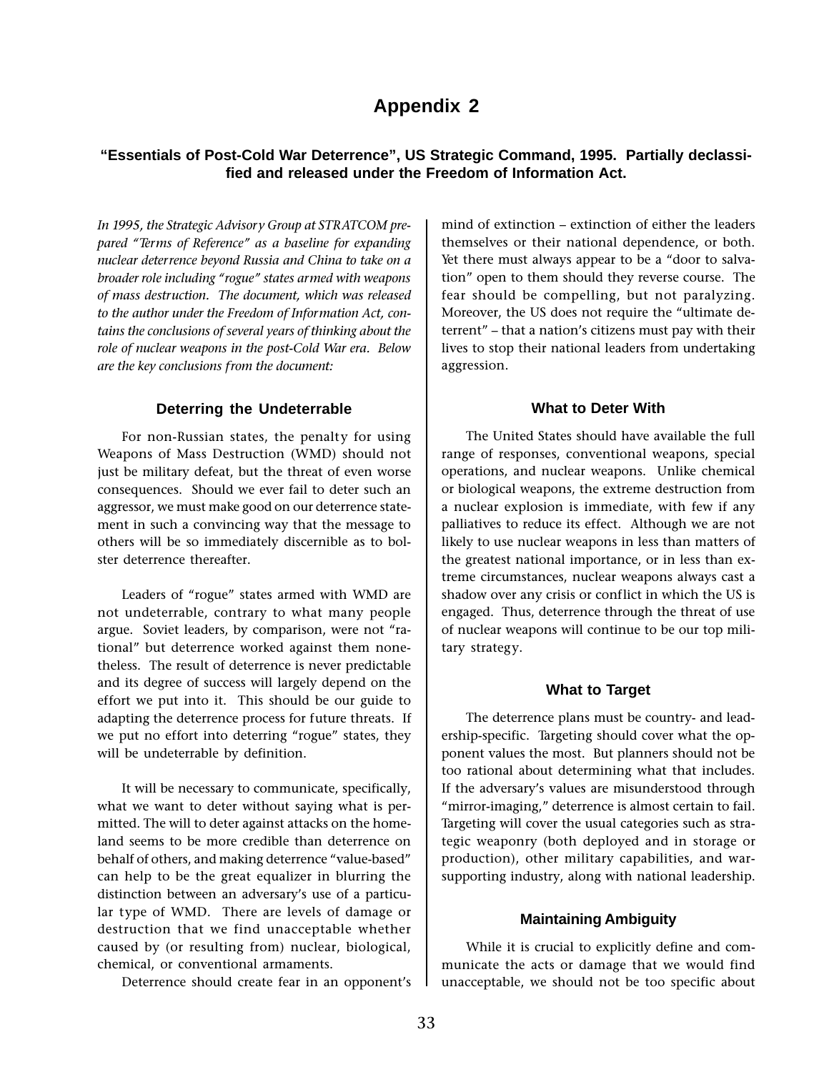# Appendix 2

### "Essentials of Post-Cold War Deterrence", US Strategic Command, 1995. Partially declassified and released under the Freedom of Information Act.

*In 1995, the Strategic Advisory Group at STRATCOM prepared "Terms of Reference" as a baseline for expanding nuclear deterrence beyond Russia and China to take on a broader role including "rogue" states armed with weapons of mass destruction. The document, which was released to the author under the Freedom of Information Act, contains the conclusions of several years of thinking about the role of nuclear weapons in the post-Cold War era. Below are the key conclusions from the document:*

#### Deterring the Undeterrable

For non-Russian states, the penalty for using Weapons of Mass Destruction (WMD) should not just be military defeat, but the threat of even worse consequences. Should we ever fail to deter such an aggressor, we must make good on our deterrence statement in such a convincing way that the message to others will be so immediately discernible as to bolster deterrence thereafter.

Leaders of "rogue" states armed with WMD are not undeterrable, contrary to what many people argue. Soviet leaders, by comparison, were not "rational" but deterrence worked against them nonetheless. The result of deterrence is never predictable and its degree of success will largely depend on the effort we put into it. This should be our guide to adapting the deterrence process for future threats. If we put no effort into deterring "rogue" states, they will be undeterrable by definition.

It will be necessary to communicate, specifically, what we want to deter without saying what is permitted. The will to deter against attacks on the homeland seems to be more credible than deterrence on behalf of others, and making deterrence "value-based" can help to be the great equalizer in blurring the distinction between an adversary's use of a particular type of WMD. There are levels of damage or destruction that we find unacceptable whether caused by (or resulting from) nuclear, biological, chemical, or conventional armaments.

Deterrence should create fear in an opponent's mind of extinction – extinction of either the leaders themselves or their national dependence, or both. Yet there must always appear to be a "door to salvation" open to them should they reverse course. The fear should be compelling, but not paralyzing. Moreover, the US does not require the "ultimate deterrent" – that a nation's citizens must pay with their lives to stop their national leaders from undertaking aggression.

#### What to Deter With

The United States should have available the full range of responses, conventional weapons, special operations, and nuclear weapons. Unlike chemical or biological weapons, the extreme destruction from a nuclear explosion is immediate, with few if any palliatives to reduce its effect. Although we are not likely to use nuclear weapons in less than matters of the greatest national importance, or in less than extreme circumstances, nuclear weapons always cast a shadow over any crisis or conflict in which the US is engaged. Thus, deterrence through the threat of use of nuclear weapons will continue to be our top military strategy.

#### What to Target

The deterrence plans must be country- and leadership-specific. Targeting should cover what the opponent values the most. But planners should not be too rational about determining what that includes. If the adversary's values are misunderstood through "mirror-imaging," deterrence is almost certain to fail. Targeting will cover the usual categories such as strategic weaponry (both deployed and in storage or production), other military capabilities, and war-supporting industry, along with national leadership.

#### Maintaining Ambiguity

While it is crucial to explicitly define and communicate the acts or damage that we would find unacceptable, we should not be too specific about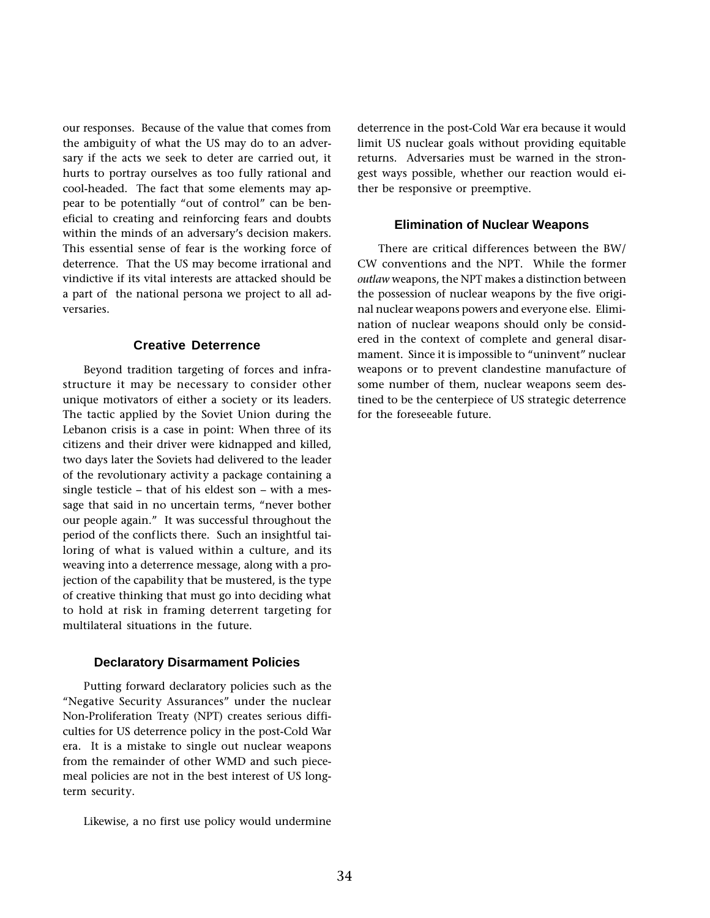our responses. Because of the value that comes from the ambiguity of what the US may do to an adversary if the acts we seek to deter are carried out, it hurts to portray ourselves as too fully rational and cool-headed. The fact that some elements may appear to be potentially "out of control" can be beneficial to creating and reinforcing fears and doubts within the minds of an adversary's decision makers. This essential sense of fear is the working force of deterrence. That the US may become irrational and vindictive if its vital interests are attacked should be a part of the national persona we project to all adversaries.

### Creative Deterrence

Beyond tradition targeting of forces and infrastructure it may be necessary to consider other unique motivators of either a society or its leaders. The tactic applied by the Soviet Union during the Lebanon crisis is a case in point: When three of its citizens and their driver were kidnapped and killed, two days later the Soviets had delivered to the leader of the revolutionary activity a package containing a single testicle – that of his eldest son – with a message that said in no uncertain terms, "never bother our people again." It was successful throughout the period of the conflicts there. Such an insightful tailoring of what is valued within a culture, and its weaving into a deterrence message, along with a projection of the capability that be mustered, is the type of creative thinking that must go into deciding what to hold at risk in framing deterrent targeting for multilateral situations in the future.

### Declaratory Disarmament Policies

Putting forward declaratory policies such as the "Negative Security Assurances" under the nuclear Non-Proliferation Treaty (NPT) creates serious difficulties for US deterrence policy in the post-Cold War era. It is a mistake to single out nuclear weapons from the remainder of other WMD and such piecemeal policies are not in the best interest of US long-term security.

Likewise, a no first use policy would undermine deterrence in the post-Cold War era because it would limit US nuclear goals without providing equitable returns. Adversaries must be warned in the strongest ways possible, whether our reaction would either be responsive or preemptive.

### Elimination of Nuclear Weapons

There are critical differences between the BW/CW conventions and the NPT. While the former *outlaw* weapons, the NPT makes a distinction between the possession of nuclear weapons by the five original nuclear weapons powers and everyone else. Elimination of nuclear weapons should only be considered in the context of complete and general disarmament. Since it is impossible to "uninvent" nuclear weapons or to prevent clandestine manufacture of some number of them, nuclear weapons seem destined to be the centerpiece of US strategic deterrence for the foreseeable future.